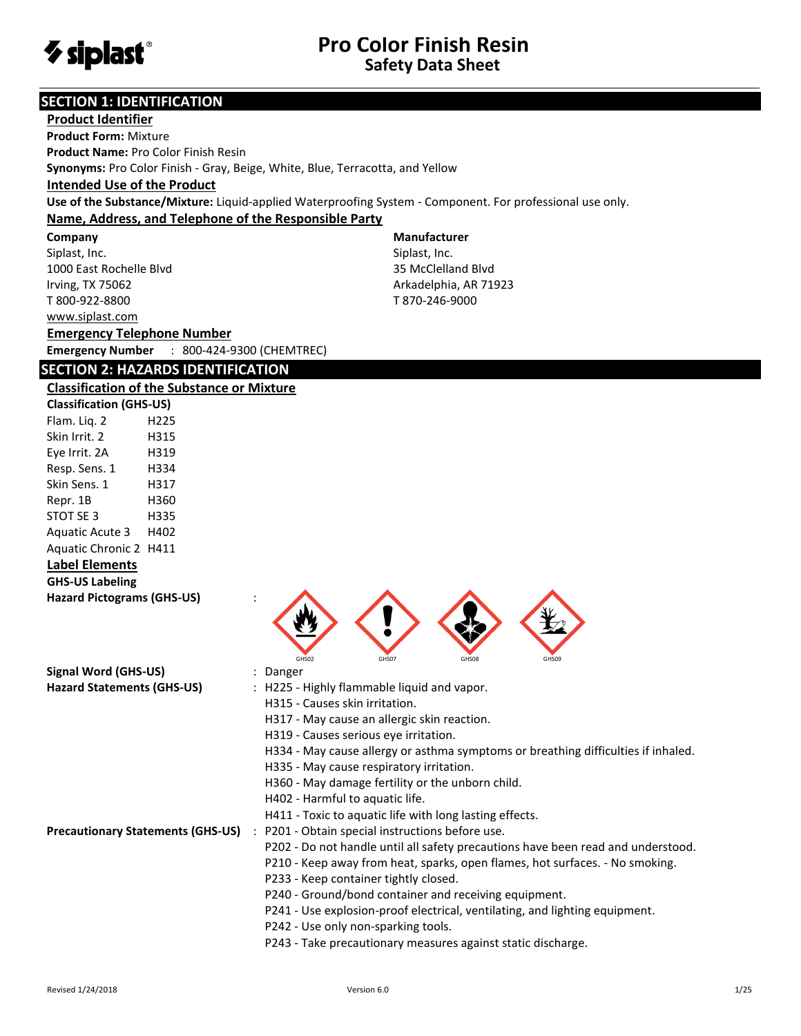# Pro Color Finish Resin
## Safety Data Sheet

## SECTION 1: IDENTIFICATION

### Product Identifier

**Product Form:** Mixture

**Product Name:** Pro Color Finish Resin

**Synonyms:** Pro Color Finish - Gray, Beige, White, Blue, Terracotta, and Yellow

### Intended Use of the Product

**Use of the Substance/Mixture:** Liquid-applied Waterproofing System - Component. For professional use only.

### Name, Address, and Telephone of the Responsible Party

**Company**
Siplast, Inc.
1000 East Rochelle Blvd
Irving, TX 75062
T 800-922-8800
www.siplast.com

**Manufacturer**
Siplast, Inc.
35 McClelland Blvd
Arkadelphia, AR 71923
T 870-246-9000

### Emergency Telephone Number

**Emergency Number** : 800-424-9300 (CHEMTREC)

## SECTION 2: HAZARDS IDENTIFICATION

### Classification of the Substance or Mixture

**Classification (GHS-US)**

| | |
|---|---|
| Flam. Liq. 2 | H225 |
| Skin Irrit. 2 | H315 |
| Eye Irrit. 2A | H319 |
| Resp. Sens. 1 | H334 |
| Skin Sens. 1 | H317 |
| Repr. 1B | H360 |
| STOT SE 3 | H335 |
| Aquatic Acute 3 | H402 |
| Aquatic Chronic 2 | H411 |

### Label Elements

**GHS-US Labeling**

**Hazard Pictograms (GHS-US)** :

GHS02 GHS07 GHS08 GHS09

**Signal Word (GHS-US)** : Danger

**Hazard Statements (GHS-US)** :
H225 - Highly flammable liquid and vapor.
H315 - Causes skin irritation.
H317 - May cause an allergic skin reaction.
H319 - Causes serious eye irritation.
H334 - May cause allergy or asthma symptoms or breathing difficulties if inhaled.
H335 - May cause respiratory irritation.
H360 - May damage fertility or the unborn child.
H402 - Harmful to aquatic life.
H411 - Toxic to aquatic life with long lasting effects.

**Precautionary Statements (GHS-US)** :
P201 - Obtain special instructions before use.
P202 - Do not handle until all safety precautions have been read and understood.
P210 - Keep away from heat, sparks, open flames, hot surfaces. - No smoking.
P233 - Keep container tightly closed.
P240 - Ground/bond container and receiving equipment.
P241 - Use explosion-proof electrical, ventilating, and lighting equipment.
P242 - Use only non-sparking tools.
P243 - Take precautionary measures against static discharge.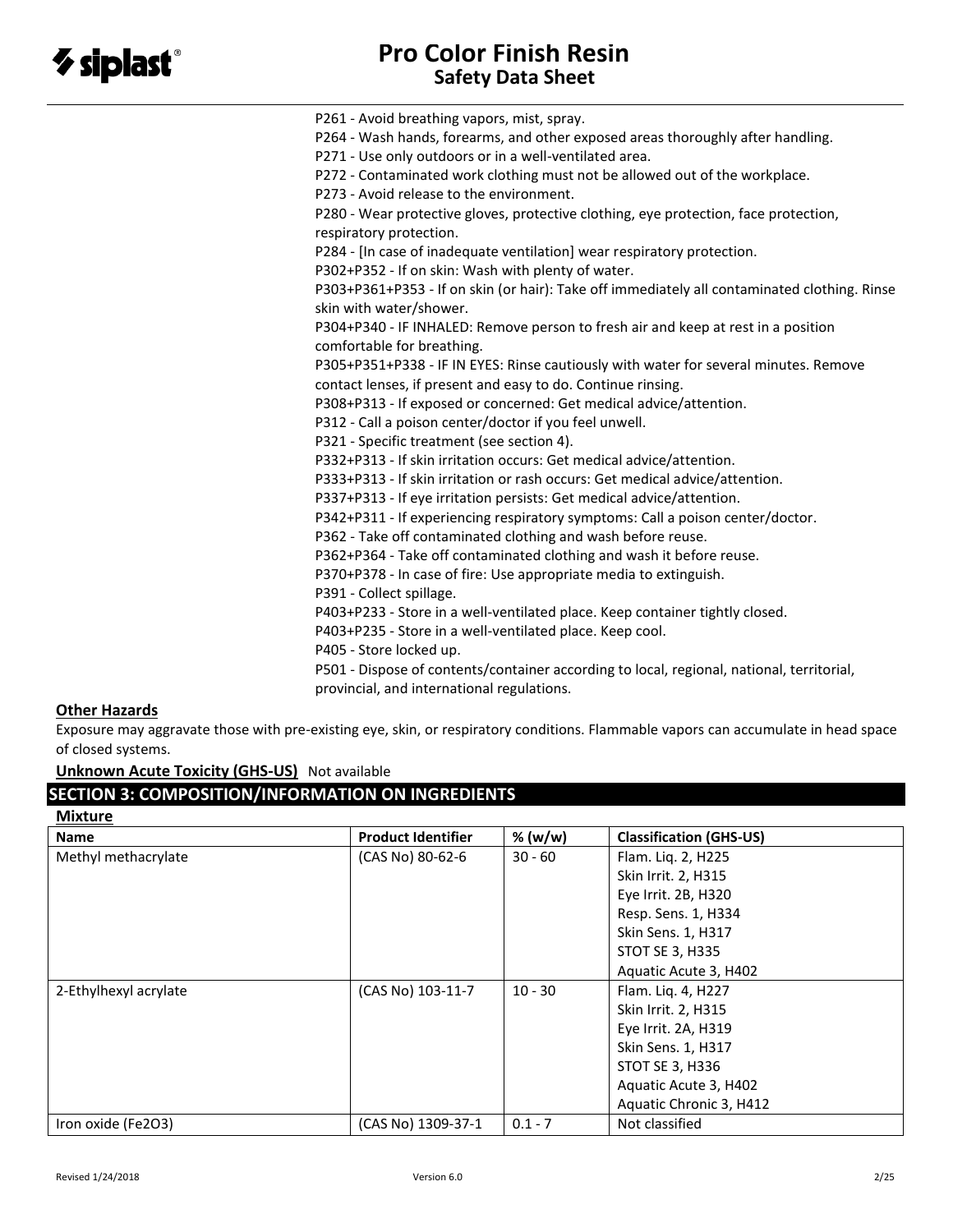P261 - Avoid breathing vapors, mist, spray.
P264 - Wash hands, forearms, and other exposed areas thoroughly after handling.
P271 - Use only outdoors or in a well-ventilated area.
P272 - Contaminated work clothing must not be allowed out of the workplace.
P273 - Avoid release to the environment.
P280 - Wear protective gloves, protective clothing, eye protection, face protection, respiratory protection.
P284 - [In case of inadequate ventilation] wear respiratory protection.
P302+P352 - If on skin: Wash with plenty of water.
P303+P361+P353 - If on skin (or hair): Take off immediately all contaminated clothing. Rinse skin with water/shower.
P304+P340 - IF INHALED: Remove person to fresh air and keep at rest in a position comfortable for breathing.
P305+P351+P338 - IF IN EYES: Rinse cautiously with water for several minutes. Remove contact lenses, if present and easy to do. Continue rinsing.
P308+P313 - If exposed or concerned: Get medical advice/attention.
P312 - Call a poison center/doctor if you feel unwell.
P321 - Specific treatment (see section 4).
P332+P313 - If skin irritation occurs: Get medical advice/attention.
P333+P313 - If skin irritation or rash occurs: Get medical advice/attention.
P337+P313 - If eye irritation persists: Get medical advice/attention.
P342+P311 - If experiencing respiratory symptoms: Call a poison center/doctor.
P362 - Take off contaminated clothing and wash before reuse.
P362+P364 - Take off contaminated clothing and wash it before reuse.
P370+P378 - In case of fire: Use appropriate media to extinguish.
P391 - Collect spillage.
P403+P233 - Store in a well-ventilated place. Keep container tightly closed.
P403+P235 - Store in a well-ventilated place. Keep cool.
P405 - Store locked up.
P501 - Dispose of contents/container according to local, regional, national, territorial, provincial, and international regulations.

**Other Hazards**

Exposure may aggravate those with pre-existing eye, skin, or respiratory conditions. Flammable vapors can accumulate in head space of closed systems.

**Unknown Acute Toxicity (GHS-US)** Not available

## SECTION 3: COMPOSITION/INFORMATION ON INGREDIENTS

**Mixture**

| Name | Product Identifier | % (w/w) | Classification (GHS-US) |
|---|---|---|---|
| Methyl methacrylate | (CAS No) 80-62-6 | 30 - 60 | Flam. Liq. 2, H225<br>Skin Irrit. 2, H315<br>Eye Irrit. 2B, H320<br>Resp. Sens. 1, H334<br>Skin Sens. 1, H317<br>STOT SE 3, H335<br>Aquatic Acute 3, H402 |
| 2-Ethylhexyl acrylate | (CAS No) 103-11-7 | 10 - 30 | Flam. Liq. 4, H227<br>Skin Irrit. 2, H315<br>Eye Irrit. 2A, H319<br>Skin Sens. 1, H317<br>STOT SE 3, H336<br>Aquatic Acute 3, H402<br>Aquatic Chronic 3, H412 |
| Iron oxide ($Fe_2O_3$) | (CAS No) 1309-37-1 | 0.1 - 7 | Not classified |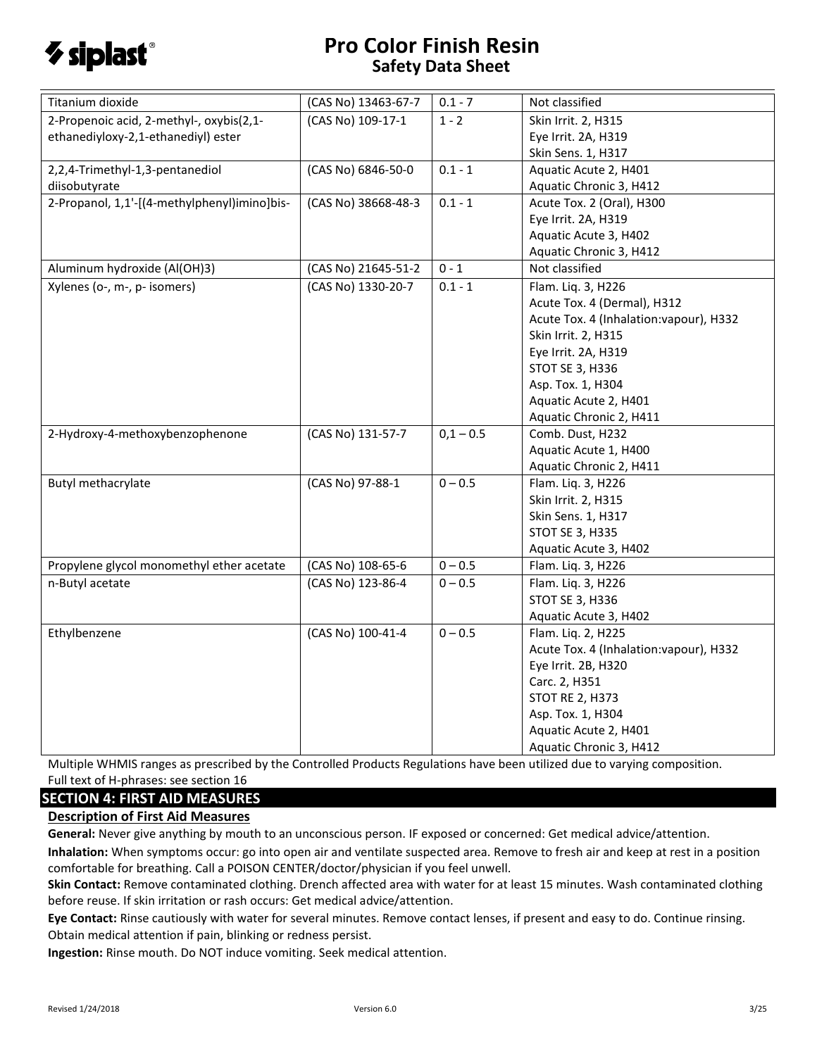| Titanium dioxide | (CAS No) 13463-67-7 | 0.1 - 7 | Not classified |
|---|---|---|---|
| 2-Propenoic acid, 2-methyl-, oxybis(2,1-ethanediyloxy-2,1-ethanediyl) ester | (CAS No) 109-17-1 | 1 - 2 | Skin Irrit. 2, H315<br>Eye Irrit. 2A, H319<br>Skin Sens. 1, H317 |
| 2,2,4-Trimethyl-1,3-pentanediol diisobutyrate | (CAS No) 6846-50-0 | 0.1 - 1 | Aquatic Acute 2, H401<br>Aquatic Chronic 3, H412 |
| 2-Propanol, 1,1'-[(4-methylphenyl)imino]bis- | (CAS No) 38668-48-3 | 0.1 - 1 | Acute Tox. 2 (Oral), H300<br>Eye Irrit. 2A, H319<br>Aquatic Acute 3, H402<br>Aquatic Chronic 3, H412 |
| Aluminum hydroxide (Al(OH)3) | (CAS No) 21645-51-2 | 0 - 1 | Not classified |
| Xylenes (o-, m-, p- isomers) | (CAS No) 1330-20-7 | 0.1 - 1 | Flam. Liq. 3, H226<br>Acute Tox. 4 (Dermal), H312<br>Acute Tox. 4 (Inhalation:vapour), H332<br>Skin Irrit. 2, H315<br>Eye Irrit. 2A, H319<br>STOT SE 3, H336<br>Asp. Tox. 1, H304<br>Aquatic Acute 2, H401<br>Aquatic Chronic 2, H411 |
| 2-Hydroxy-4-methoxybenzophenone | (CAS No) 131-57-7 | 0,1 – 0.5 | Comb. Dust, H232<br>Aquatic Acute 1, H400<br>Aquatic Chronic 2, H411 |
| Butyl methacrylate | (CAS No) 97-88-1 | 0 – 0.5 | Flam. Liq. 3, H226<br>Skin Irrit. 2, H315<br>Skin Sens. 1, H317<br>STOT SE 3, H335<br>Aquatic Acute 3, H402 |
| Propylene glycol monomethyl ether acetate | (CAS No) 108-65-6 | 0 – 0.5 | Flam. Liq. 3, H226 |
| n-Butyl acetate | (CAS No) 123-86-4 | 0 – 0.5 | Flam. Liq. 3, H226<br>STOT SE 3, H336<br>Aquatic Acute 3, H402 |
| Ethylbenzene | (CAS No) 100-41-4 | 0 – 0.5 | Flam. Liq. 2, H225<br>Acute Tox. 4 (Inhalation:vapour), H332<br>Eye Irrit. 2B, H320<br>Carc. 2, H351<br>STOT RE 2, H373<br>Asp. Tox. 1, H304<br>Aquatic Acute 2, H401<br>Aquatic Chronic 3, H412 |

Multiple WHMIS ranges as prescribed by the Controlled Products Regulations have been utilized due to varying composition.
Full text of H-phrases: see section 16

## SECTION 4: FIRST AID MEASURES

### Description of First Aid Measures

**General:** Never give anything by mouth to an unconscious person. IF exposed or concerned: Get medical advice/attention.

**Inhalation:** When symptoms occur: go into open air and ventilate suspected area. Remove to fresh air and keep at rest in a position comfortable for breathing. Call a POISON CENTER/doctor/physician if you feel unwell.

**Skin Contact:** Remove contaminated clothing. Drench affected area with water for at least 15 minutes. Wash contaminated clothing before reuse. If skin irritation or rash occurs: Get medical advice/attention.

**Eye Contact:** Rinse cautiously with water for several minutes. Remove contact lenses, if present and easy to do. Continue rinsing. Obtain medical attention if pain, blinking or redness persist.

**Ingestion:** Rinse mouth. Do NOT induce vomiting. Seek medical attention.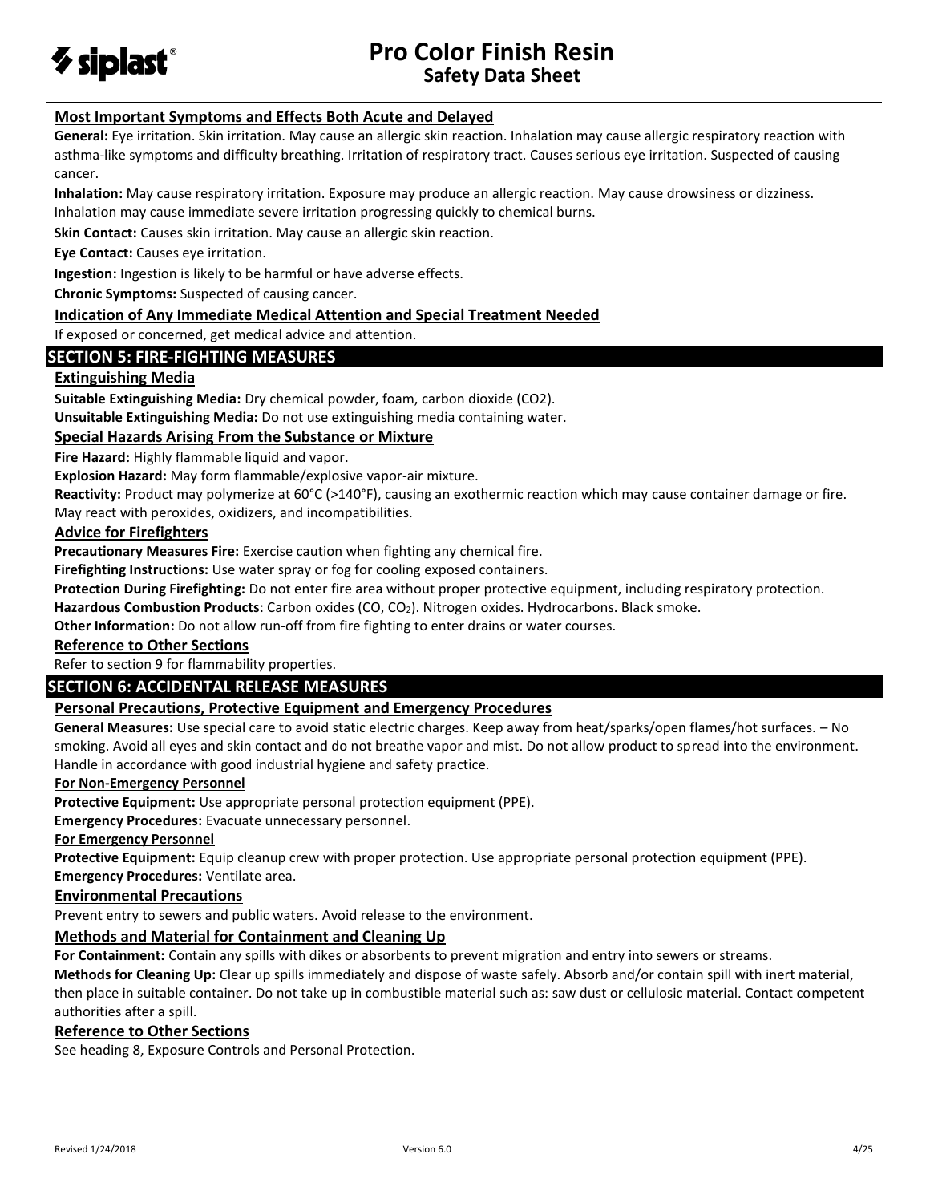### Most Important Symptoms and Effects Both Acute and Delayed

**General:** Eye irritation. Skin irritation. May cause an allergic skin reaction. Inhalation may cause allergic respiratory reaction with asthma-like symptoms and difficulty breathing. Irritation of respiratory tract. Causes serious eye irritation. Suspected of causing cancer.

**Inhalation:** May cause respiratory irritation. Exposure may produce an allergic reaction. May cause drowsiness or dizziness. Inhalation may cause immediate severe irritation progressing quickly to chemical burns.

**Skin Contact:** Causes skin irritation. May cause an allergic skin reaction.

**Eye Contact:** Causes eye irritation.

**Ingestion:** Ingestion is likely to be harmful or have adverse effects.

**Chronic Symptoms:** Suspected of causing cancer.

### Indication of Any Immediate Medical Attention and Special Treatment Needed

If exposed or concerned, get medical advice and attention.

## SECTION 5: FIRE-FIGHTING MEASURES

### Extinguishing Media

**Suitable Extinguishing Media:** Dry chemical powder, foam, carbon dioxide ($CO_2$).

**Unsuitable Extinguishing Media:** Do not use extinguishing media containing water.

### Special Hazards Arising From the Substance or Mixture

**Fire Hazard:** Highly flammable liquid and vapor.

**Explosion Hazard:** May form flammable/explosive vapor-air mixture.

**Reactivity:** Product may polymerize at 60°C (>140°F), causing an exothermic reaction which may cause container damage or fire. May react with peroxides, oxidizers, and incompatibilities.

### Advice for Firefighters

**Precautionary Measures Fire:** Exercise caution when fighting any chemical fire.

**Firefighting Instructions:** Use water spray or fog for cooling exposed containers.

**Protection During Firefighting:** Do not enter fire area without proper protective equipment, including respiratory protection.

**Hazardous Combustion Products**: Carbon oxides (CO, $CO_2$). Nitrogen oxides. Hydrocarbons. Black smoke.

**Other Information:** Do not allow run-off from fire fighting to enter drains or water courses.

### Reference to Other Sections

Refer to section 9 for flammability properties.

## SECTION 6: ACCIDENTAL RELEASE MEASURES

### Personal Precautions, Protective Equipment and Emergency Procedures

**General Measures:** Use special care to avoid static electric charges. Keep away from heat/sparks/open flames/hot surfaces. – No smoking. Avoid all eyes and skin contact and do not breathe vapor and mist. Do not allow product to spread into the environment. Handle in accordance with good industrial hygiene and safety practice.

**For Non-Emergency Personnel**

**Protective Equipment:** Use appropriate personal protection equipment (PPE).

**Emergency Procedures:** Evacuate unnecessary personnel.

**For Emergency Personnel**

**Protective Equipment:** Equip cleanup crew with proper protection. Use appropriate personal protection equipment (PPE).

**Emergency Procedures:** Ventilate area.

### Environmental Precautions

Prevent entry to sewers and public waters. Avoid release to the environment.

### Methods and Material for Containment and Cleaning Up

**For Containment:** Contain any spills with dikes or absorbents to prevent migration and entry into sewers or streams.

**Methods for Cleaning Up:** Clear up spills immediately and dispose of waste safely. Absorb and/or contain spill with inert material, then place in suitable container. Do not take up in combustible material such as: saw dust or cellulosic material. Contact competent authorities after a spill.

### Reference to Other Sections

See heading 8, Exposure Controls and Personal Protection.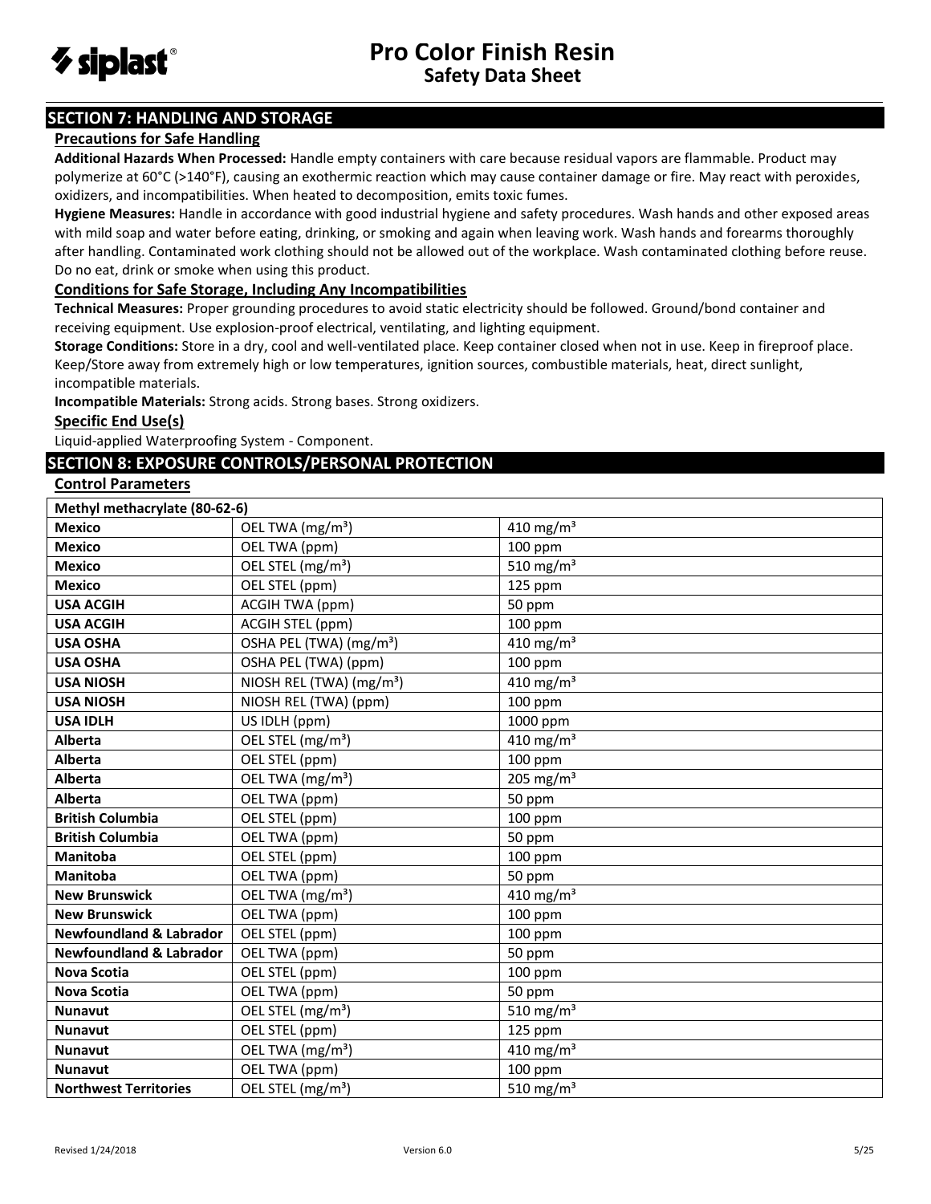## SECTION 7: HANDLING AND STORAGE

### Precautions for Safe Handling

**Additional Hazards When Processed:** Handle empty containers with care because residual vapors are flammable. Product may polymerize at 60°C (>140°F), causing an exothermic reaction which may cause container damage or fire. May react with peroxides, oxidizers, and incompatibilities. When heated to decomposition, emits toxic fumes.

**Hygiene Measures:** Handle in accordance with good industrial hygiene and safety procedures. Wash hands and other exposed areas with mild soap and water before eating, drinking, or smoking and again when leaving work. Wash hands and forearms thoroughly after handling. Contaminated work clothing should not be allowed out of the workplace. Wash contaminated clothing before reuse. Do no eat, drink or smoke when using this product.

### Conditions for Safe Storage, Including Any Incompatibilities

**Technical Measures:** Proper grounding procedures to avoid static electricity should be followed. Ground/bond container and receiving equipment. Use explosion-proof electrical, ventilating, and lighting equipment.

**Storage Conditions:** Store in a dry, cool and well-ventilated place. Keep container closed when not in use. Keep in fireproof place. Keep/Store away from extremely high or low temperatures, ignition sources, combustible materials, heat, direct sunlight, incompatible materials.

**Incompatible Materials:** Strong acids. Strong bases. Strong oxidizers.

### Specific End Use(s)

Liquid-applied Waterproofing System - Component.

## SECTION 8: EXPOSURE CONTROLS/PERSONAL PROTECTION

### Control Parameters

| Methyl methacrylate (80-62-6) | | |
|---|---|---|
| **Mexico** | OEL TWA (mg/m³) | 410 mg/m³ |
| **Mexico** | OEL TWA (ppm) | 100 ppm |
| **Mexico** | OEL STEL (mg/m³) | 510 mg/m³ |
| **Mexico** | OEL STEL (ppm) | 125 ppm |
| **USA ACGIH** | ACGIH TWA (ppm) | 50 ppm |
| **USA ACGIH** | ACGIH STEL (ppm) | 100 ppm |
| **USA OSHA** | OSHA PEL (TWA) (mg/m³) | 410 mg/m³ |
| **USA OSHA** | OSHA PEL (TWA) (ppm) | 100 ppm |
| **USA NIOSH** | NIOSH REL (TWA) (mg/m³) | 410 mg/m³ |
| **USA NIOSH** | NIOSH REL (TWA) (ppm) | 100 ppm |
| **USA IDLH** | US IDLH (ppm) | 1000 ppm |
| **Alberta** | OEL STEL (mg/m³) | 410 mg/m³ |
| **Alberta** | OEL STEL (ppm) | 100 ppm |
| **Alberta** | OEL TWA (mg/m³) | 205 mg/m³ |
| **Alberta** | OEL TWA (ppm) | 50 ppm |
| **British Columbia** | OEL STEL (ppm) | 100 ppm |
| **British Columbia** | OEL TWA (ppm) | 50 ppm |
| **Manitoba** | OEL STEL (ppm) | 100 ppm |
| **Manitoba** | OEL TWA (ppm) | 50 ppm |
| **New Brunswick** | OEL TWA (mg/m³) | 410 mg/m³ |
| **New Brunswick** | OEL TWA (ppm) | 100 ppm |
| **Newfoundland & Labrador** | OEL STEL (ppm) | 100 ppm |
| **Newfoundland & Labrador** | OEL TWA (ppm) | 50 ppm |
| **Nova Scotia** | OEL STEL (ppm) | 100 ppm |
| **Nova Scotia** | OEL TWA (ppm) | 50 ppm |
| **Nunavut** | OEL STEL (mg/m³) | 510 mg/m³ |
| **Nunavut** | OEL STEL (ppm) | 125 ppm |
| **Nunavut** | OEL TWA (mg/m³) | 410 mg/m³ |
| **Nunavut** | OEL TWA (ppm) | 100 ppm |
| **Northwest Territories** | OEL STEL (mg/m³) | 510 mg/m³ |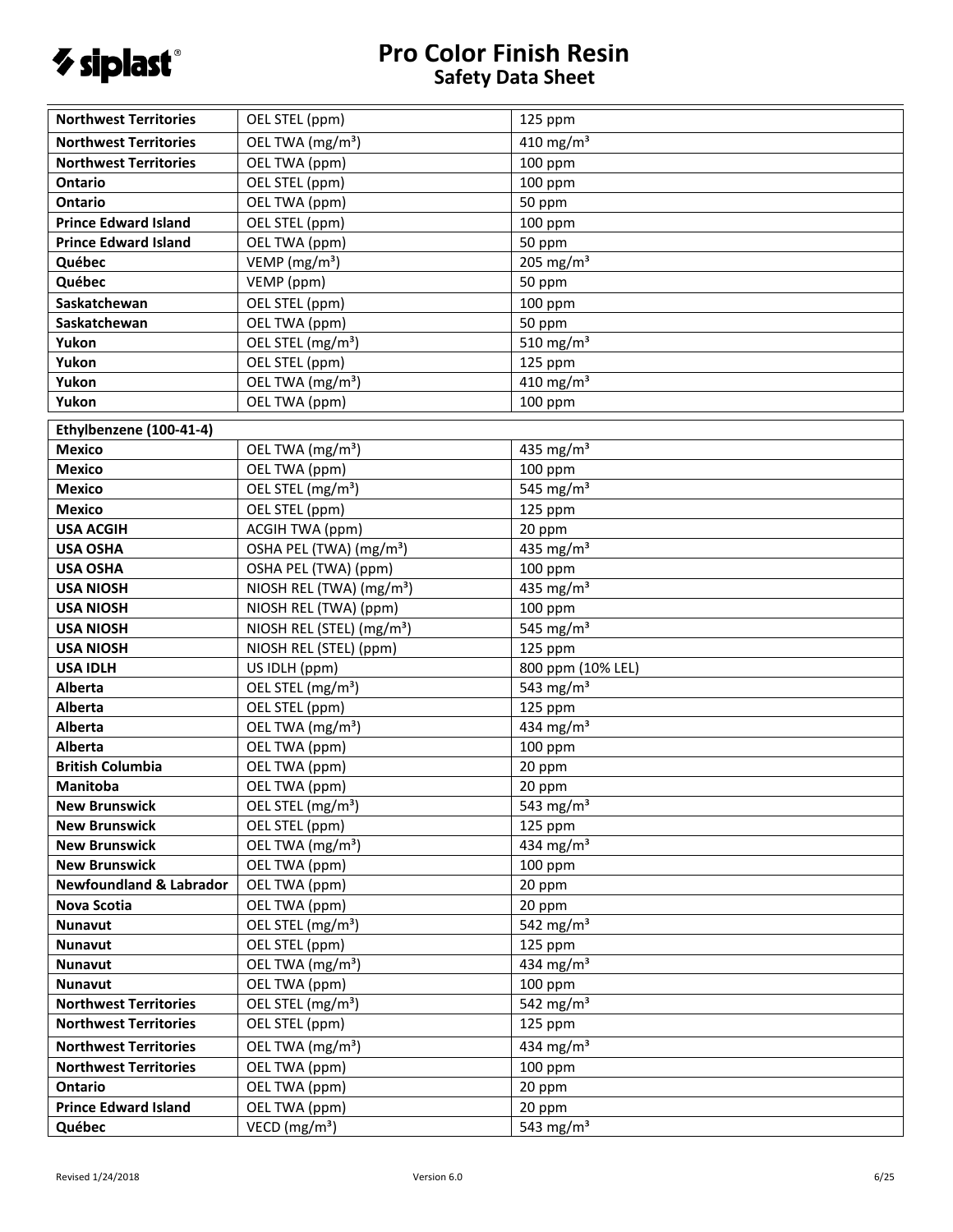| | | |
|---|---|---|
| **Northwest Territories** | OEL STEL (ppm) | 125 ppm |
| **Northwest Territories** | OEL TWA (mg/m³) | 410 mg/m³ |
| **Northwest Territories** | OEL TWA (ppm) | 100 ppm |
| **Ontario** | OEL STEL (ppm) | 100 ppm |
| **Ontario** | OEL TWA (ppm) | 50 ppm |
| **Prince Edward Island** | OEL STEL (ppm) | 100 ppm |
| **Prince Edward Island** | OEL TWA (ppm) | 50 ppm |
| **Québec** | VEMP (mg/m³) | 205 mg/m³ |
| **Québec** | VEMP (ppm) | 50 ppm |
| **Saskatchewan** | OEL STEL (ppm) | 100 ppm |
| **Saskatchewan** | OEL TWA (ppm) | 50 ppm |
| **Yukon** | OEL STEL (mg/m³) | 510 mg/m³ |
| **Yukon** | OEL STEL (ppm) | 125 ppm |
| **Yukon** | OEL TWA (mg/m³) | 410 mg/m³ |
| **Yukon** | OEL TWA (ppm) | 100 ppm |

| **Ethylbenzene (100-41-4)** | | |
|---|---|---|
| **Mexico** | OEL TWA (mg/m³) | 435 mg/m³ |
| **Mexico** | OEL TWA (ppm) | 100 ppm |
| **Mexico** | OEL STEL (mg/m³) | 545 mg/m³ |
| **Mexico** | OEL STEL (ppm) | 125 ppm |
| **USA ACGIH** | ACGIH TWA (ppm) | 20 ppm |
| **USA OSHA** | OSHA PEL (TWA) (mg/m³) | 435 mg/m³ |
| **USA OSHA** | OSHA PEL (TWA) (ppm) | 100 ppm |
| **USA NIOSH** | NIOSH REL (TWA) (mg/m³) | 435 mg/m³ |
| **USA NIOSH** | NIOSH REL (TWA) (ppm) | 100 ppm |
| **USA NIOSH** | NIOSH REL (STEL) (mg/m³) | 545 mg/m³ |
| **USA NIOSH** | NIOSH REL (STEL) (ppm) | 125 ppm |
| **USA IDLH** | US IDLH (ppm) | 800 ppm (10% LEL) |
| **Alberta** | OEL STEL (mg/m³) | 543 mg/m³ |
| **Alberta** | OEL STEL (ppm) | 125 ppm |
| **Alberta** | OEL TWA (mg/m³) | 434 mg/m³ |
| **Alberta** | OEL TWA (ppm) | 100 ppm |
| **British Columbia** | OEL TWA (ppm) | 20 ppm |
| **Manitoba** | OEL TWA (ppm) | 20 ppm |
| **New Brunswick** | OEL STEL (mg/m³) | 543 mg/m³ |
| **New Brunswick** | OEL STEL (ppm) | 125 ppm |
| **New Brunswick** | OEL TWA (mg/m³) | 434 mg/m³ |
| **New Brunswick** | OEL TWA (ppm) | 100 ppm |
| **Newfoundland & Labrador** | OEL TWA (ppm) | 20 ppm |
| **Nova Scotia** | OEL TWA (ppm) | 20 ppm |
| **Nunavut** | OEL STEL (mg/m³) | 542 mg/m³ |
| **Nunavut** | OEL STEL (ppm) | 125 ppm |
| **Nunavut** | OEL TWA (mg/m³) | 434 mg/m³ |
| **Nunavut** | OEL TWA (ppm) | 100 ppm |
| **Northwest Territories** | OEL STEL (mg/m³) | 542 mg/m³ |
| **Northwest Territories** | OEL STEL (ppm) | 125 ppm |
| **Northwest Territories** | OEL TWA (mg/m³) | 434 mg/m³ |
| **Northwest Territories** | OEL TWA (ppm) | 100 ppm |
| **Ontario** | OEL TWA (ppm) | 20 ppm |
| **Prince Edward Island** | OEL TWA (ppm) | 20 ppm |
| **Québec** | VECD (mg/m³) | 543 mg/m³ |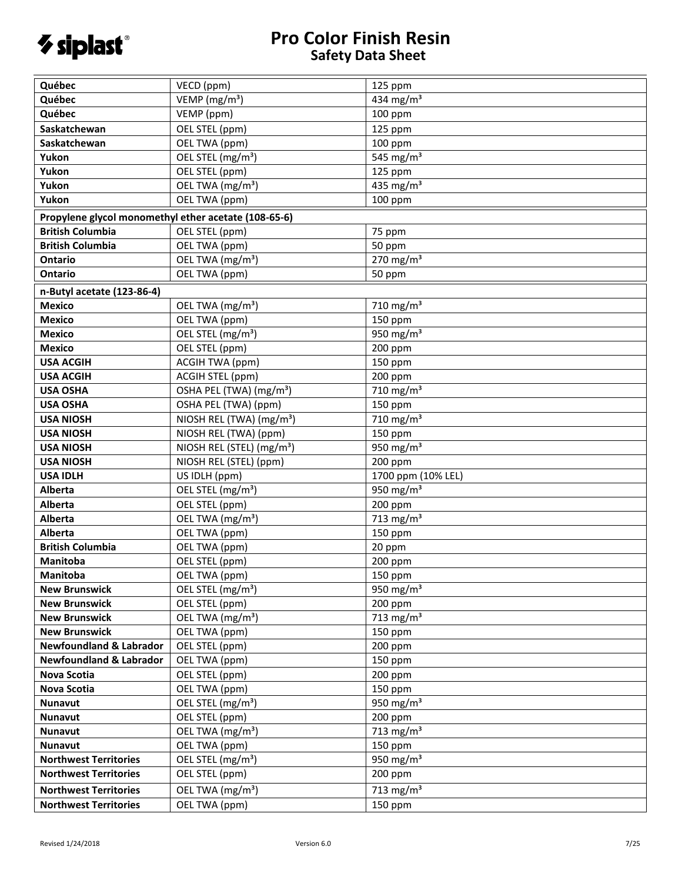| | | |
|---|---|---|
| **Québec** | VECD (ppm) | 125 ppm |
| **Québec** | VEMP (mg/m³) | 434 mg/m³ |
| **Québec** | VEMP (ppm) | 100 ppm |
| **Saskatchewan** | OEL STEL (ppm) | 125 ppm |
| **Saskatchewan** | OEL TWA (ppm) | 100 ppm |
| **Yukon** | OEL STEL (mg/m³) | 545 mg/m³ |
| **Yukon** | OEL STEL (ppm) | 125 ppm |
| **Yukon** | OEL TWA (mg/m³) | 435 mg/m³ |
| **Yukon** | OEL TWA (ppm) | 100 ppm |
| **Propylene glycol monomethyl ether acetate (108-65-6)** | | |
| **British Columbia** | OEL STEL (ppm) | 75 ppm |
| **British Columbia** | OEL TWA (ppm) | 50 ppm |
| **Ontario** | OEL TWA (mg/m³) | 270 mg/m³ |
| **Ontario** | OEL TWA (ppm) | 50 ppm |
| **n-Butyl acetate (123-86-4)** | | |
| **Mexico** | OEL TWA (mg/m³) | 710 mg/m³ |
| **Mexico** | OEL TWA (ppm) | 150 ppm |
| **Mexico** | OEL STEL (mg/m³) | 950 mg/m³ |
| **Mexico** | OEL STEL (ppm) | 200 ppm |
| **USA ACGIH** | ACGIH TWA (ppm) | 150 ppm |
| **USA ACGIH** | ACGIH STEL (ppm) | 200 ppm |
| **USA OSHA** | OSHA PEL (TWA) (mg/m³) | 710 mg/m³ |
| **USA OSHA** | OSHA PEL (TWA) (ppm) | 150 ppm |
| **USA NIOSH** | NIOSH REL (TWA) (mg/m³) | 710 mg/m³ |
| **USA NIOSH** | NIOSH REL (TWA) (ppm) | 150 ppm |
| **USA NIOSH** | NIOSH REL (STEL) (mg/m³) | 950 mg/m³ |
| **USA NIOSH** | NIOSH REL (STEL) (ppm) | 200 ppm |
| **USA IDLH** | US IDLH (ppm) | 1700 ppm (10% LEL) |
| **Alberta** | OEL STEL (mg/m³) | 950 mg/m³ |
| **Alberta** | OEL STEL (ppm) | 200 ppm |
| **Alberta** | OEL TWA (mg/m³) | 713 mg/m³ |
| **Alberta** | OEL TWA (ppm) | 150 ppm |
| **British Columbia** | OEL TWA (ppm) | 20 ppm |
| **Manitoba** | OEL STEL (ppm) | 200 ppm |
| **Manitoba** | OEL TWA (ppm) | 150 ppm |
| **New Brunswick** | OEL STEL (mg/m³) | 950 mg/m³ |
| **New Brunswick** | OEL STEL (ppm) | 200 ppm |
| **New Brunswick** | OEL TWA (mg/m³) | 713 mg/m³ |
| **New Brunswick** | OEL TWA (ppm) | 150 ppm |
| **Newfoundland & Labrador** | OEL STEL (ppm) | 200 ppm |
| **Newfoundland & Labrador** | OEL TWA (ppm) | 150 ppm |
| **Nova Scotia** | OEL STEL (ppm) | 200 ppm |
| **Nova Scotia** | OEL TWA (ppm) | 150 ppm |
| **Nunavut** | OEL STEL (mg/m³) | 950 mg/m³ |
| **Nunavut** | OEL STEL (ppm) | 200 ppm |
| **Nunavut** | OEL TWA (mg/m³) | 713 mg/m³ |
| **Nunavut** | OEL TWA (ppm) | 150 ppm |
| **Northwest Territories** | OEL STEL (mg/m³) | 950 mg/m³ |
| **Northwest Territories** | OEL STEL (ppm) | 200 ppm |
| **Northwest Territories** | OEL TWA (mg/m³) | 713 mg/m³ |
| **Northwest Territories** | OEL TWA (ppm) | 150 ppm |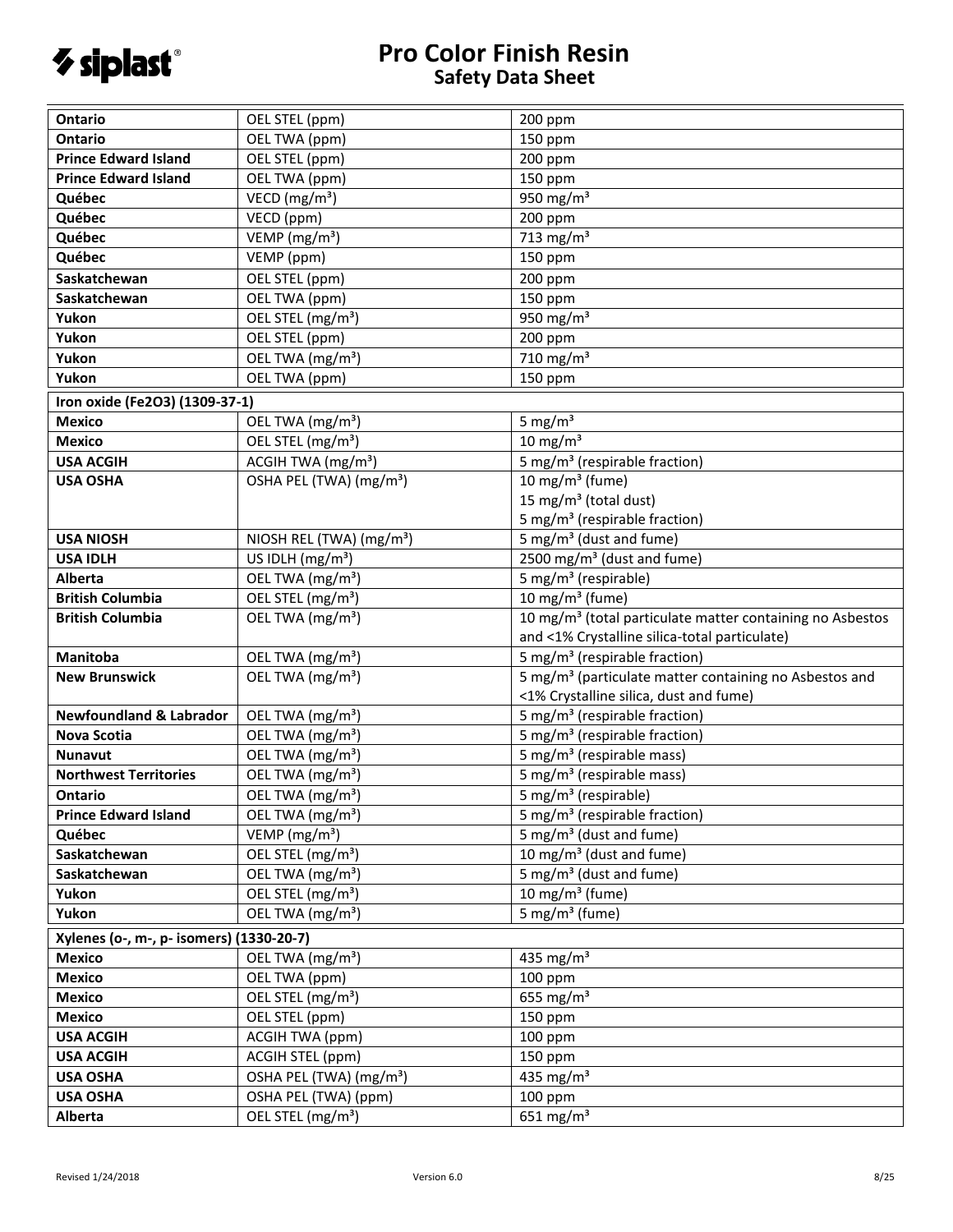| | | |
|---|---|---|
| **Ontario** | OEL STEL (ppm) | 200 ppm |
| **Ontario** | OEL TWA (ppm) | 150 ppm |
| **Prince Edward Island** | OEL STEL (ppm) | 200 ppm |
| **Prince Edward Island** | OEL TWA (ppm) | 150 ppm |
| **Québec** | VECD (mg/m³) | 950 mg/m³ |
| **Québec** | VECD (ppm) | 200 ppm |
| **Québec** | VEMP (mg/m³) | 713 mg/m³ |
| **Québec** | VEMP (ppm) | 150 ppm |
| **Saskatchewan** | OEL STEL (ppm) | 200 ppm |
| **Saskatchewan** | OEL TWA (ppm) | 150 ppm |
| **Yukon** | OEL STEL (mg/m³) | 950 mg/m³ |
| **Yukon** | OEL STEL (ppm) | 200 ppm |
| **Yukon** | OEL TWA (mg/m³) | 710 mg/m³ |
| **Yukon** | OEL TWA (ppm) | 150 ppm |
| **Iron oxide ($Fe_2O_3$) (1309-37-1)** | | |
| **Mexico** | OEL TWA (mg/m³) | 5 mg/m³ |
| **Mexico** | OEL STEL (mg/m³) | 10 mg/m³ |
| **USA ACGIH** | ACGIH TWA (mg/m³) | 5 mg/m³ (respirable fraction) |
| **USA OSHA** | OSHA PEL (TWA) (mg/m³) | 10 mg/m³ (fume)<br>15 mg/m³ (total dust)<br>5 mg/m³ (respirable fraction) |
| **USA NIOSH** | NIOSH REL (TWA) (mg/m³) | 5 mg/m³ (dust and fume) |
| **USA IDLH** | US IDLH (mg/m³) | 2500 mg/m³ (dust and fume) |
| **Alberta** | OEL TWA (mg/m³) | 5 mg/m³ (respirable) |
| **British Columbia** | OEL STEL (mg/m³) | 10 mg/m³ (fume) |
| **British Columbia** | OEL TWA (mg/m³) | 10 mg/m³ (total particulate matter containing no Asbestos and <1% Crystalline silica-total particulate) |
| **Manitoba** | OEL TWA (mg/m³) | 5 mg/m³ (respirable fraction) |
| **New Brunswick** | OEL TWA (mg/m³) | 5 mg/m³ (particulate matter containing no Asbestos and <1% Crystalline silica, dust and fume) |
| **Newfoundland & Labrador** | OEL TWA (mg/m³) | 5 mg/m³ (respirable fraction) |
| **Nova Scotia** | OEL TWA (mg/m³) | 5 mg/m³ (respirable fraction) |
| **Nunavut** | OEL TWA (mg/m³) | 5 mg/m³ (respirable mass) |
| **Northwest Territories** | OEL TWA (mg/m³) | 5 mg/m³ (respirable mass) |
| **Ontario** | OEL TWA (mg/m³) | 5 mg/m³ (respirable) |
| **Prince Edward Island** | OEL TWA (mg/m³) | 5 mg/m³ (respirable fraction) |
| **Québec** | VEMP (mg/m³) | 5 mg/m³ (dust and fume) |
| **Saskatchewan** | OEL STEL (mg/m³) | 10 mg/m³ (dust and fume) |
| **Saskatchewan** | OEL TWA (mg/m³) | 5 mg/m³ (dust and fume) |
| **Yukon** | OEL STEL (mg/m³) | 10 mg/m³ (fume) |
| **Yukon** | OEL TWA (mg/m³) | 5 mg/m³ (fume) |
| **Xylenes (o-, m-, p- isomers) (1330-20-7)** | | |
| **Mexico** | OEL TWA (mg/m³) | 435 mg/m³ |
| **Mexico** | OEL TWA (ppm) | 100 ppm |
| **Mexico** | OEL STEL (mg/m³) | 655 mg/m³ |
| **Mexico** | OEL STEL (ppm) | 150 ppm |
| **USA ACGIH** | ACGIH TWA (ppm) | 100 ppm |
| **USA ACGIH** | ACGIH STEL (ppm) | 150 ppm |
| **USA OSHA** | OSHA PEL (TWA) (mg/m³) | 435 mg/m³ |
| **USA OSHA** | OSHA PEL (TWA) (ppm) | 100 ppm |
| **Alberta** | OEL STEL (mg/m³) | 651 mg/m³ |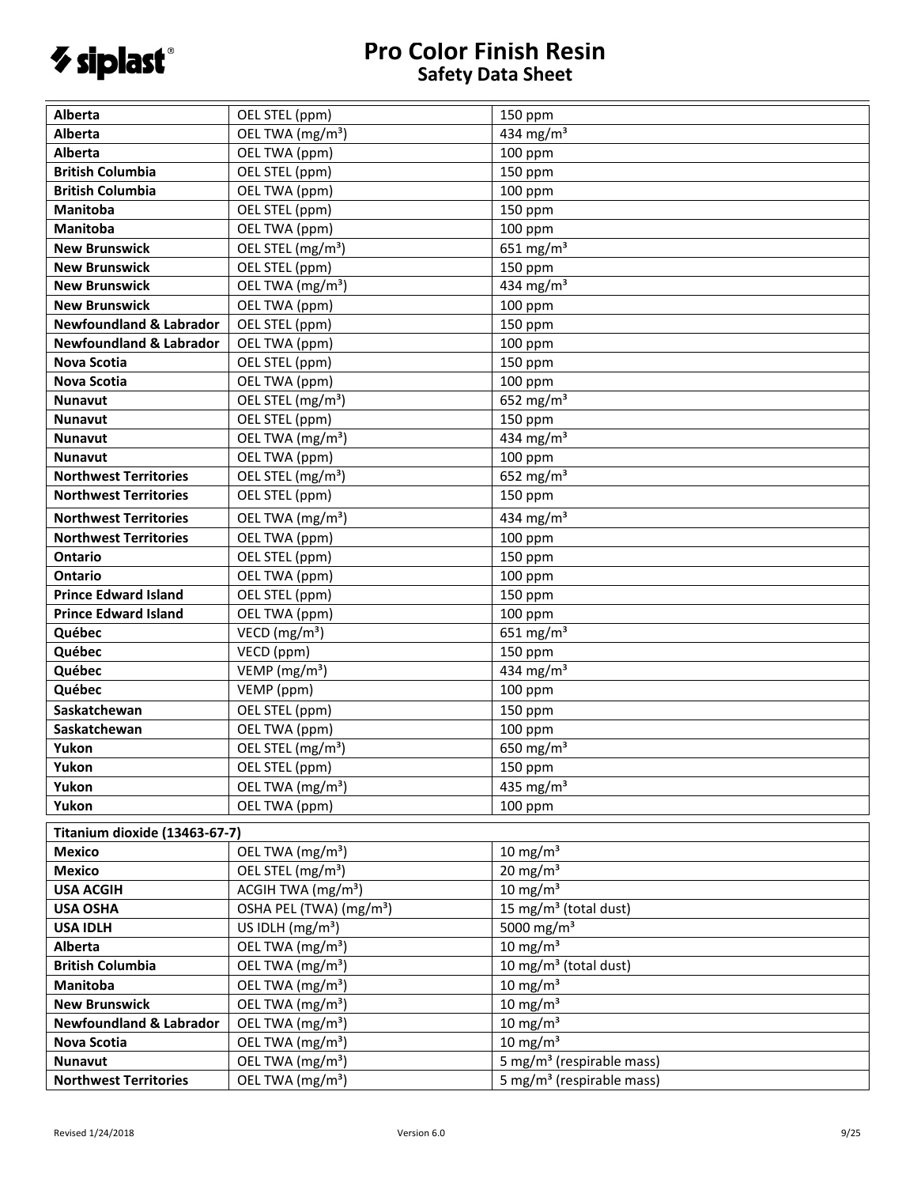| | | |
|---|---|---|
| **Alberta** | OEL STEL (ppm) | 150 ppm |
| **Alberta** | OEL TWA (mg/m³) | 434 mg/m³ |
| **Alberta** | OEL TWA (ppm) | 100 ppm |
| **British Columbia** | OEL STEL (ppm) | 150 ppm |
| **British Columbia** | OEL TWA (ppm) | 100 ppm |
| **Manitoba** | OEL STEL (ppm) | 150 ppm |
| **Manitoba** | OEL TWA (ppm) | 100 ppm |
| **New Brunswick** | OEL STEL (mg/m³) | 651 mg/m³ |
| **New Brunswick** | OEL STEL (ppm) | 150 ppm |
| **New Brunswick** | OEL TWA (mg/m³) | 434 mg/m³ |
| **New Brunswick** | OEL TWA (ppm) | 100 ppm |
| **Newfoundland & Labrador** | OEL STEL (ppm) | 150 ppm |
| **Newfoundland & Labrador** | OEL TWA (ppm) | 100 ppm |
| **Nova Scotia** | OEL STEL (ppm) | 150 ppm |
| **Nova Scotia** | OEL TWA (ppm) | 100 ppm |
| **Nunavut** | OEL STEL (mg/m³) | 652 mg/m³ |
| **Nunavut** | OEL STEL (ppm) | 150 ppm |
| **Nunavut** | OEL TWA (mg/m³) | 434 mg/m³ |
| **Nunavut** | OEL TWA (ppm) | 100 ppm |
| **Northwest Territories** | OEL STEL (mg/m³) | 652 mg/m³ |
| **Northwest Territories** | OEL STEL (ppm) | 150 ppm |
| **Northwest Territories** | OEL TWA (mg/m³) | 434 mg/m³ |
| **Northwest Territories** | OEL TWA (ppm) | 100 ppm |
| **Ontario** | OEL STEL (ppm) | 150 ppm |
| **Ontario** | OEL TWA (ppm) | 100 ppm |
| **Prince Edward Island** | OEL STEL (ppm) | 150 ppm |
| **Prince Edward Island** | OEL TWA (ppm) | 100 ppm |
| **Québec** | VECD (mg/m³) | 651 mg/m³ |
| **Québec** | VECD (ppm) | 150 ppm |
| **Québec** | VEMP (mg/m³) | 434 mg/m³ |
| **Québec** | VEMP (ppm) | 100 ppm |
| **Saskatchewan** | OEL STEL (ppm) | 150 ppm |
| **Saskatchewan** | OEL TWA (ppm) | 100 ppm |
| **Yukon** | OEL STEL (mg/m³) | 650 mg/m³ |
| **Yukon** | OEL STEL (ppm) | 150 ppm |
| **Yukon** | OEL TWA (mg/m³) | 435 mg/m³ |
| **Yukon** | OEL TWA (ppm) | 100 ppm |

| **Titanium dioxide (13463-67-7)** | | |
|---|---|---|
| **Mexico** | OEL TWA (mg/m³) | 10 mg/m³ |
| **Mexico** | OEL STEL (mg/m³) | 20 mg/m³ |
| **USA ACGIH** | ACGIH TWA (mg/m³) | 10 mg/m³ |
| **USA OSHA** | OSHA PEL (TWA) (mg/m³) | 15 mg/m³ (total dust) |
| **USA IDLH** | US IDLH (mg/m³) | 5000 mg/m³ |
| **Alberta** | OEL TWA (mg/m³) | 10 mg/m³ |
| **British Columbia** | OEL TWA (mg/m³) | 10 mg/m³ (total dust) |
| **Manitoba** | OEL TWA (mg/m³) | 10 mg/m³ |
| **New Brunswick** | OEL TWA (mg/m³) | 10 mg/m³ |
| **Newfoundland & Labrador** | OEL TWA (mg/m³) | 10 mg/m³ |
| **Nova Scotia** | OEL TWA (mg/m³) | 10 mg/m³ |
| **Nunavut** | OEL TWA (mg/m³) | 5 mg/m³ (respirable mass) |
| **Northwest Territories** | OEL TWA (mg/m³) | 5 mg/m³ (respirable mass) |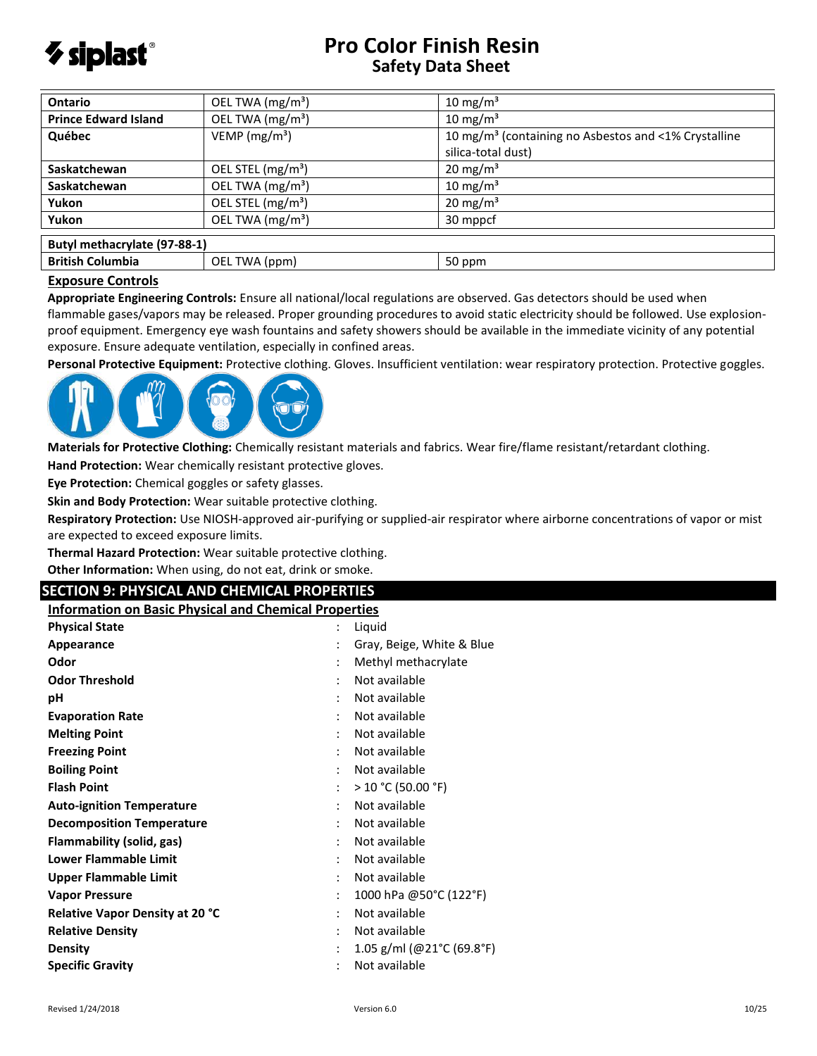| | | |
|---|---|---|
| **Ontario** | OEL TWA (mg/m³) | 10 mg/m³ |
| **Prince Edward Island** | OEL TWA (mg/m³) | 10 mg/m³ |
| **Québec** | VEMP (mg/m³) | 10 mg/m³ (containing no Asbestos and <1% Crystalline silica-total dust) |
| **Saskatchewan** | OEL STEL (mg/m³) | 20 mg/m³ |
| **Saskatchewan** | OEL TWA (mg/m³) | 10 mg/m³ |
| **Yukon** | OEL STEL (mg/m³) | 20 mg/m³ |
| **Yukon** | OEL TWA (mg/m³) | 30 mppcf |
| **Butyl methacrylate (97-88-1)** | | |
| **British Columbia** | OEL TWA (ppm) | 50 ppm |

**Exposure Controls**

**Appropriate Engineering Controls:** Ensure all national/local regulations are observed. Gas detectors should be used when flammable gases/vapors may be released. Proper grounding procedures to avoid static electricity should be followed. Use explosion-proof equipment. Emergency eye wash fountains and safety showers should be available in the immediate vicinity of any potential exposure. Ensure adequate ventilation, especially in confined areas.

**Personal Protective Equipment:** Protective clothing. Gloves. Insufficient ventilation: wear respiratory protection. Protective goggles.

**Materials for Protective Clothing:** Chemically resistant materials and fabrics. Wear fire/flame resistant/retardant clothing.

**Hand Protection:** Wear chemically resistant protective gloves.

**Eye Protection:** Chemical goggles or safety glasses.

**Skin and Body Protection:** Wear suitable protective clothing.

**Respiratory Protection:** Use NIOSH-approved air-purifying or supplied-air respirator where airborne concentrations of vapor or mist are expected to exceed exposure limits.

**Thermal Hazard Protection:** Wear suitable protective clothing.

**Other Information:** When using, do not eat, drink or smoke.

## SECTION 9: PHYSICAL AND CHEMICAL PROPERTIES

**Information on Basic Physical and Chemical Properties**

| | | |
|---|---|---|
| **Physical State** | : | Liquid |
| **Appearance** | : | Gray, Beige, White & Blue |
| **Odor** | : | Methyl methacrylate |
| **Odor Threshold** | : | Not available |
| **pH** | : | Not available |
| **Evaporation Rate** | : | Not available |
| **Melting Point** | : | Not available |
| **Freezing Point** | : | Not available |
| **Boiling Point** | : | Not available |
| **Flash Point** | : | > 10 °C (50.00 °F) |
| **Auto-ignition Temperature** | : | Not available |
| **Decomposition Temperature** | : | Not available |
| **Flammability (solid, gas)** | : | Not available |
| **Lower Flammable Limit** | : | Not available |
| **Upper Flammable Limit** | : | Not available |
| **Vapor Pressure** | : | 1000 hPa @50°C (122°F) |
| **Relative Vapor Density at 20 °C** | : | Not available |
| **Relative Density** | : | Not available |
| **Density** | : | 1.05 g/ml (@21°C (69.8°F) |
| **Specific Gravity** | : | Not available |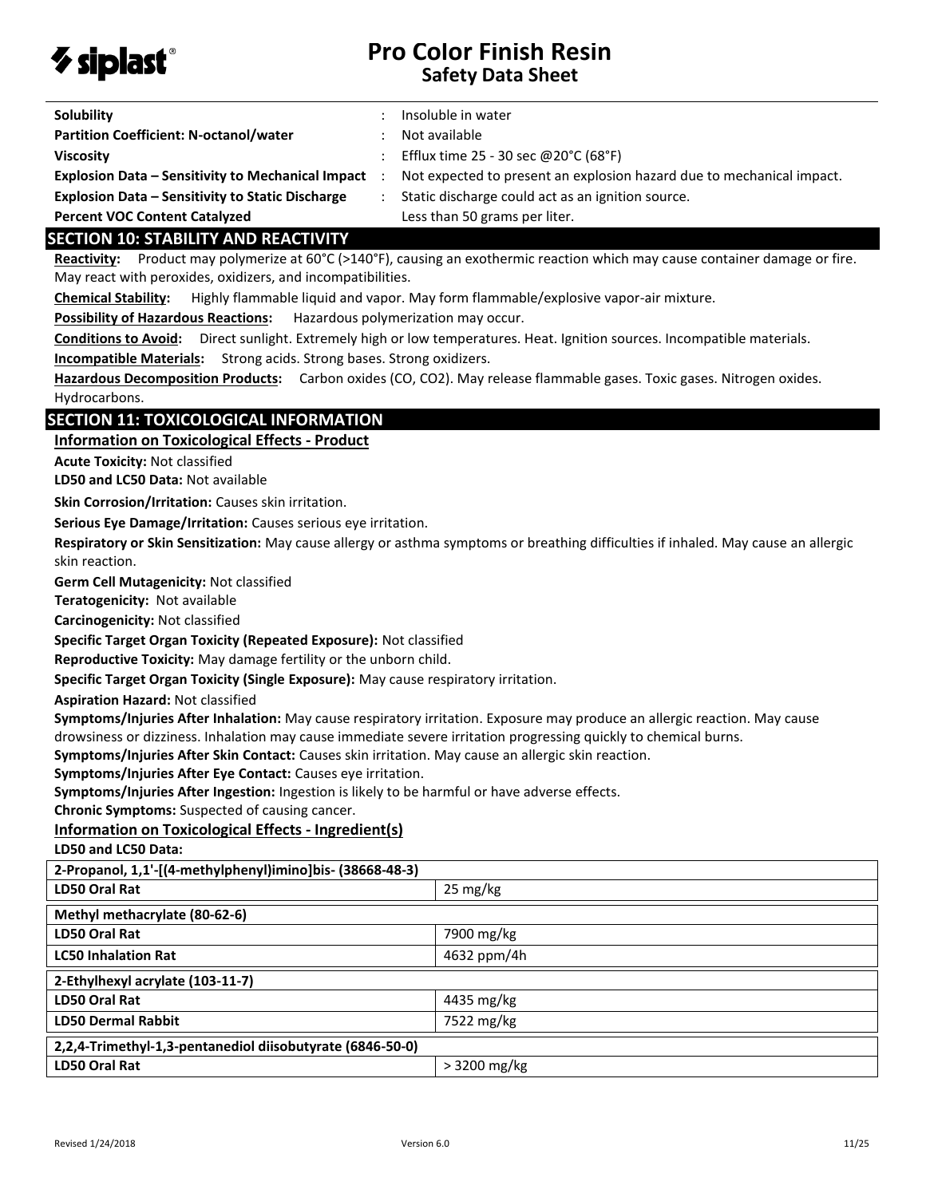| | | |
|---|---|---|
| **Solubility** | : | Insoluble in water |
| **Partition Coefficient: N-octanol/water** | : | Not available |
| **Viscosity** | : | Efflux time 25 - 30 sec @20°C (68°F) |
| **Explosion Data – Sensitivity to Mechanical Impact** | : | Not expected to present an explosion hazard due to mechanical impact. |
| **Explosion Data – Sensitivity to Static Discharge** | : | Static discharge could act as an ignition source. |
| **Percent VOC Content Catalyzed** | | Less than 50 grams per liter. |

## SECTION 10: STABILITY AND REACTIVITY

**Reactivity:** Product may polymerize at 60°C (>140°F), causing an exothermic reaction which may cause container damage or fire. May react with peroxides, oxidizers, and incompatibilities.

**Chemical Stability:** Highly flammable liquid and vapor. May form flammable/explosive vapor-air mixture.

**Possibility of Hazardous Reactions:** Hazardous polymerization may occur.

**Conditions to Avoid:** Direct sunlight. Extremely high or low temperatures. Heat. Ignition sources. Incompatible materials.

**Incompatible Materials:** Strong acids. Strong bases. Strong oxidizers.

**Hazardous Decomposition Products:** Carbon oxides (CO, CO2). May release flammable gases. Toxic gases. Nitrogen oxides. Hydrocarbons.

## SECTION 11: TOXICOLOGICAL INFORMATION

### Information on Toxicological Effects - Product

**Acute Toxicity:** Not classified

**LD50 and LC50 Data:** Not available

**Skin Corrosion/Irritation:** Causes skin irritation.

**Serious Eye Damage/Irritation:** Causes serious eye irritation.

**Respiratory or Skin Sensitization:** May cause allergy or asthma symptoms or breathing difficulties if inhaled. May cause an allergic skin reaction.

**Germ Cell Mutagenicity:** Not classified

**Teratogenicity:** Not available

**Carcinogenicity:** Not classified

**Specific Target Organ Toxicity (Repeated Exposure):** Not classified

**Reproductive Toxicity:** May damage fertility or the unborn child.

**Specific Target Organ Toxicity (Single Exposure):** May cause respiratory irritation.

**Aspiration Hazard:** Not classified

**Symptoms/Injuries After Inhalation:** May cause respiratory irritation. Exposure may produce an allergic reaction. May cause drowsiness or dizziness. Inhalation may cause immediate severe irritation progressing quickly to chemical burns.

**Symptoms/Injuries After Skin Contact:** Causes skin irritation. May cause an allergic skin reaction.

**Symptoms/Injuries After Eye Contact:** Causes eye irritation.

**Symptoms/Injuries After Ingestion:** Ingestion is likely to be harmful or have adverse effects.

**Chronic Symptoms:** Suspected of causing cancer.

### Information on Toxicological Effects - Ingredient(s)

**LD50 and LC50 Data:**

| **2-Propanol, 1,1'-[(4-methylphenyl)imino]bis- (38668-48-3)** | |
|---|---|
| **LD50 Oral Rat** | 25 mg/kg |

| **Methyl methacrylate (80-62-6)** | |
|---|---|
| **LD50 Oral Rat** | 7900 mg/kg |
| **LC50 Inhalation Rat** | 4632 ppm/4h |

| **2-Ethylhexyl acrylate (103-11-7)** | |
|---|---|
| **LD50 Oral Rat** | 4435 mg/kg |
| **LD50 Dermal Rabbit** | 7522 mg/kg |

| **2,2,4-Trimethyl-1,3-pentanediol diisobutyrate (6846-50-0)** | |
|---|---|
| **LD50 Oral Rat** | > 3200 mg/kg |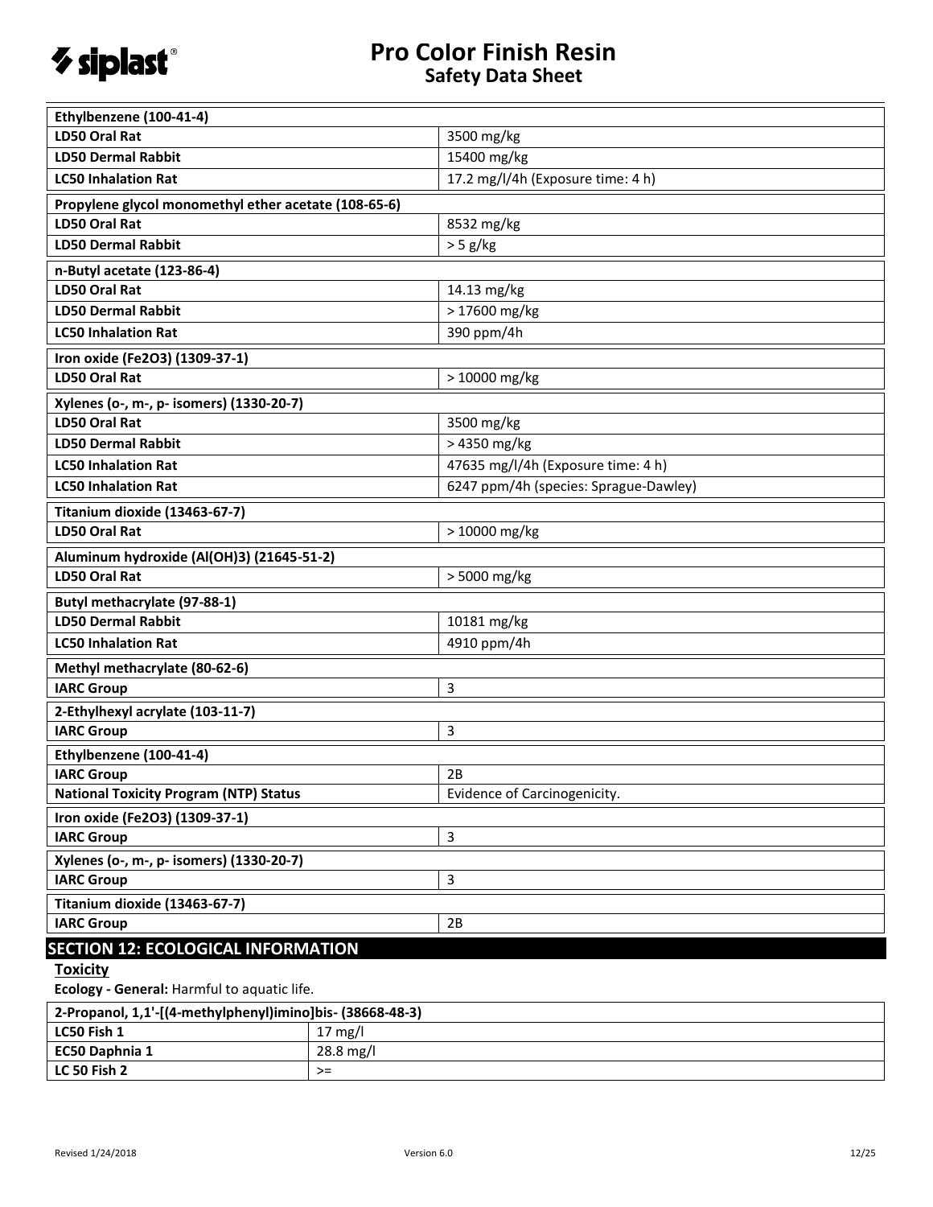| Ethylbenzene (100-41-4) | |
|---|---|
| LD50 Oral Rat | 3500 mg/kg |
| LD50 Dermal Rabbit | 15400 mg/kg |
| LC50 Inhalation Rat | 17.2 mg/l/4h (Exposure time: 4 h) |

| Propylene glycol monomethyl ether acetate (108-65-6) | |
|---|---|
| LD50 Oral Rat | 8532 mg/kg |
| LD50 Dermal Rabbit | > 5 g/kg |

| n-Butyl acetate (123-86-4) | |
|---|---|
| LD50 Oral Rat | 14.13 mg/kg |
| LD50 Dermal Rabbit | > 17600 mg/kg |
| LC50 Inhalation Rat | 390 ppm/4h |

| Iron oxide ($Fe_2O_3$) (1309-37-1) | |
|---|---|
| LD50 Oral Rat | > 10000 mg/kg |

| Xylenes (o-, m-, p- isomers) (1330-20-7) | |
|---|---|
| LD50 Oral Rat | 3500 mg/kg |
| LD50 Dermal Rabbit | > 4350 mg/kg |
| LC50 Inhalation Rat | 47635 mg/l/4h (Exposure time: 4 h) |
| LC50 Inhalation Rat | 6247 ppm/4h (species: Sprague-Dawley) |

| Titanium dioxide (13463-67-7) | |
|---|---|
| LD50 Oral Rat | > 10000 mg/kg |

| Aluminum hydroxide ($Al(OH)_3$) (21645-51-2) | |
|---|---|
| LD50 Oral Rat | > 5000 mg/kg |

| Butyl methacrylate (97-88-1) | |
|---|---|
| LD50 Dermal Rabbit | 10181 mg/kg |
| LC50 Inhalation Rat | 4910 ppm/4h |

| Methyl methacrylate (80-62-6) | |
|---|---|
| IARC Group | 3 |

| 2-Ethylhexyl acrylate (103-11-7) | |
|---|---|
| IARC Group | 3 |

| Ethylbenzene (100-41-4) | |
|---|---|
| IARC Group | 2B |
| National Toxicity Program (NTP) Status | Evidence of Carcinogenicity. |

| Iron oxide ($Fe_2O_3$) (1309-37-1) | |
|---|---|
| IARC Group | 3 |

| Xylenes (o-, m-, p- isomers) (1330-20-7) | |
|---|---|
| IARC Group | 3 |

| Titanium dioxide (13463-67-7) | |
|---|---|
| IARC Group | 2B |

## SECTION 12: ECOLOGICAL INFORMATION

**Toxicity**

**Ecology - General:** Harmful to aquatic life.

| 2-Propanol, 1,1'-[(4-methylphenyl)imino]bis- (38668-48-3) | |
|---|---|
| LC50 Fish 1 | 17 mg/l |
| EC50 Daphnia 1 | 28.8 mg/l |
| LC 50 Fish 2 | >= |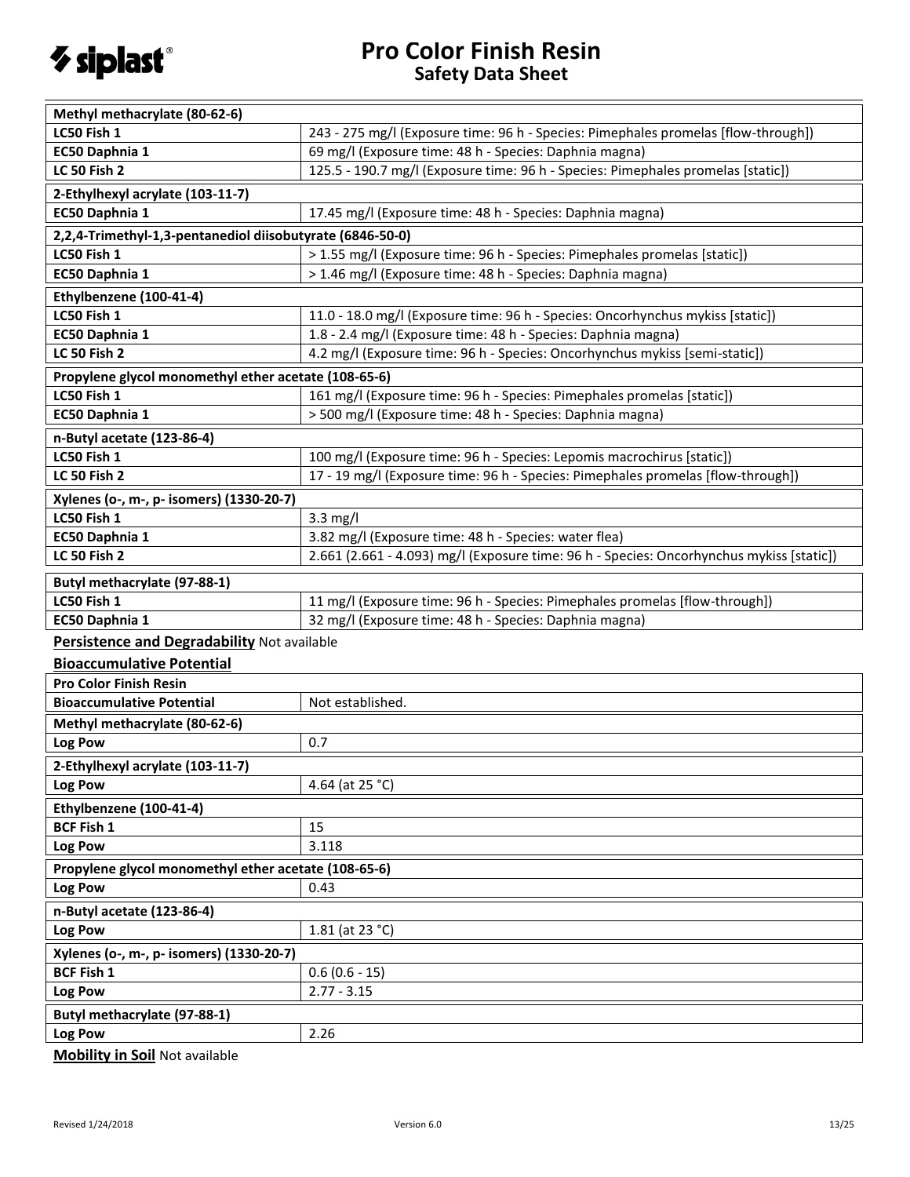| Methyl methacrylate (80-62-6) | |
|---|---|
| LC50 Fish 1 | 243 - 275 mg/l (Exposure time: 96 h - Species: Pimephales promelas [flow-through]) |
| EC50 Daphnia 1 | 69 mg/l (Exposure time: 48 h - Species: Daphnia magna) |
| LC 50 Fish 2 | 125.5 - 190.7 mg/l (Exposure time: 96 h - Species: Pimephales promelas [static]) |

| 2-Ethylhexyl acrylate (103-11-7) | |
|---|---|
| EC50 Daphnia 1 | 17.45 mg/l (Exposure time: 48 h - Species: Daphnia magna) |

| 2,2,4-Trimethyl-1,3-pentanediol diisobutyrate (6846-50-0) | |
|---|---|
| LC50 Fish 1 | > 1.55 mg/l (Exposure time: 96 h - Species: Pimephales promelas [static]) |
| EC50 Daphnia 1 | > 1.46 mg/l (Exposure time: 48 h - Species: Daphnia magna) |

| Ethylbenzene (100-41-4) | |
|---|---|
| LC50 Fish 1 | 11.0 - 18.0 mg/l (Exposure time: 96 h - Species: Oncorhynchus mykiss [static]) |
| EC50 Daphnia 1 | 1.8 - 2.4 mg/l (Exposure time: 48 h - Species: Daphnia magna) |
| LC 50 Fish 2 | 4.2 mg/l (Exposure time: 96 h - Species: Oncorhynchus mykiss [semi-static]) |

| Propylene glycol monomethyl ether acetate (108-65-6) | |
|---|---|
| LC50 Fish 1 | 161 mg/l (Exposure time: 96 h - Species: Pimephales promelas [static]) |
| EC50 Daphnia 1 | > 500 mg/l (Exposure time: 48 h - Species: Daphnia magna) |

| n-Butyl acetate (123-86-4) | |
|---|---|
| LC50 Fish 1 | 100 mg/l (Exposure time: 96 h - Species: Lepomis macrochirus [static]) |
| LC 50 Fish 2 | 17 - 19 mg/l (Exposure time: 96 h - Species: Pimephales promelas [flow-through]) |

| Xylenes (o-, m-, p- isomers) (1330-20-7) | |
|---|---|
| LC50 Fish 1 | 3.3 mg/l |
| EC50 Daphnia 1 | 3.82 mg/l (Exposure time: 48 h - Species: water flea) |
| LC 50 Fish 2 | 2.661 (2.661 - 4.093) mg/l (Exposure time: 96 h - Species: Oncorhynchus mykiss [static]) |

| Butyl methacrylate (97-88-1) | |
|---|---|
| LC50 Fish 1 | 11 mg/l (Exposure time: 96 h - Species: Pimephales promelas [flow-through]) |
| EC50 Daphnia 1 | 32 mg/l (Exposure time: 48 h - Species: Daphnia magna) |

**Persistence and Degradability** Not available

**Bioaccumulative Potential**

| Pro Color Finish Resin | |
|---|---|
| Bioaccumulative Potential | Not established. |

| Methyl methacrylate (80-62-6) | |
|---|---|
| Log Pow | 0.7 |

| 2-Ethylhexyl acrylate (103-11-7) | |
|---|---|
| Log Pow | 4.64 (at 25 °C) |

| Ethylbenzene (100-41-4) | |
|---|---|
| BCF Fish 1 | 15 |
| Log Pow | 3.118 |

| Propylene glycol monomethyl ether acetate (108-65-6) | |
|---|---|
| Log Pow | 0.43 |

| n-Butyl acetate (123-86-4) | |
|---|---|
| Log Pow | 1.81 (at 23 °C) |

| Xylenes (o-, m-, p- isomers) (1330-20-7) | |
|---|---|
| BCF Fish 1 | 0.6 (0.6 - 15) |
| Log Pow | 2.77 - 3.15 |

| Butyl methacrylate (97-88-1) | |
|---|---|
| Log Pow | 2.26 |

**Mobility in Soil** Not available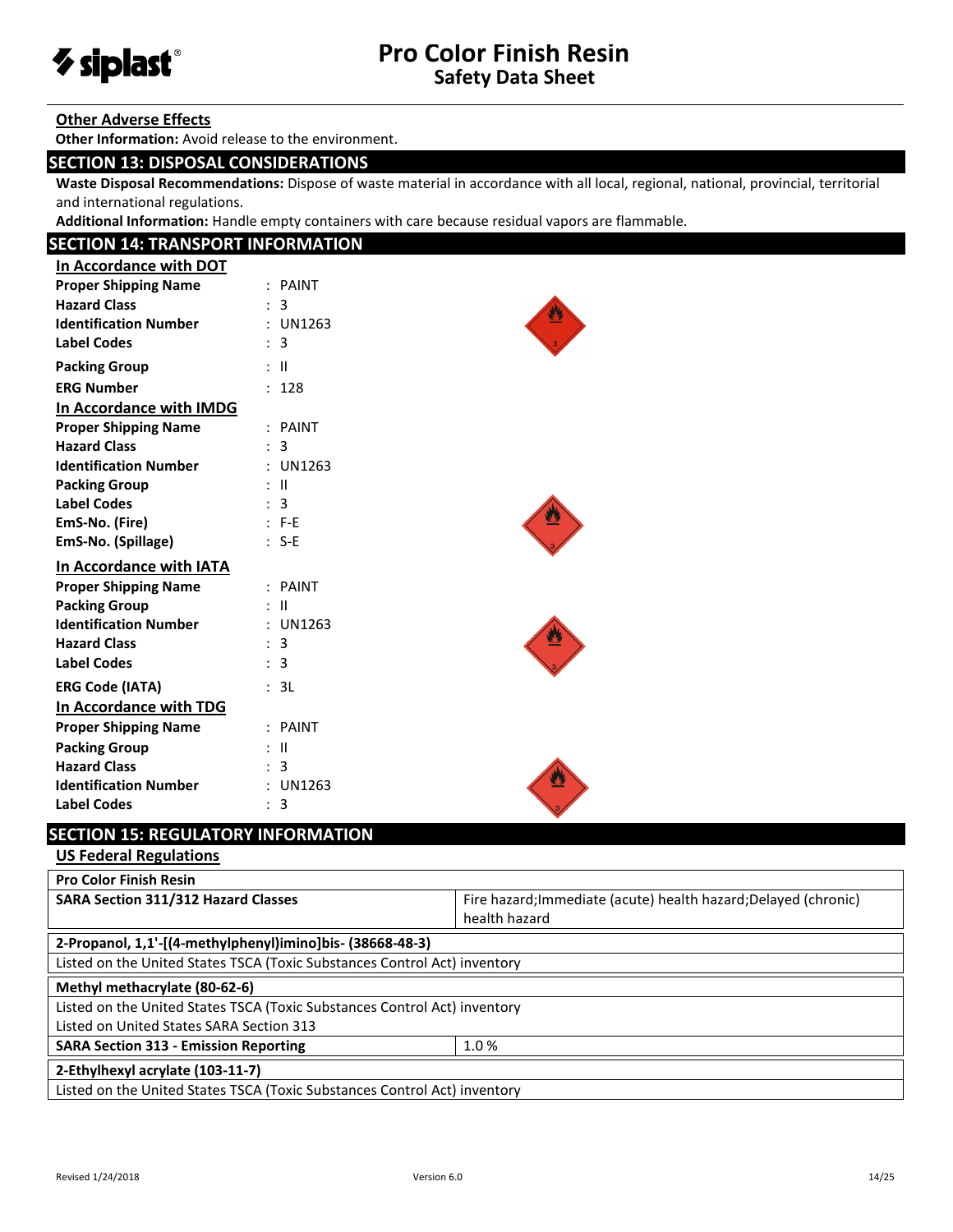### Other Adverse Effects

**Other Information:** Avoid release to the environment.

## SECTION 13: DISPOSAL CONSIDERATIONS

**Waste Disposal Recommendations:** Dispose of waste material in accordance with all local, regional, national, provincial, territorial and international regulations.

**Additional Information:** Handle empty containers with care because residual vapors are flammable.

## SECTION 14: TRANSPORT INFORMATION

### In Accordance with DOT

**Proper Shipping Name** : PAINT
**Hazard Class** : 3
**Identification Number** : UN1263
**Label Codes** : 3
**Packing Group** : II
**ERG Number** : 128

### In Accordance with IMDG

**Proper Shipping Name** : PAINT
**Hazard Class** : 3
**Identification Number** : UN1263
**Packing Group** : II
**Label Codes** : 3
**EmS-No. (Fire)** : F-E
**EmS-No. (Spillage)** : S-E

### In Accordance with IATA

**Proper Shipping Name** : PAINT
**Packing Group** : II
**Identification Number** : UN1263
**Hazard Class** : 3
**Label Codes** : 3
**ERG Code (IATA)** : 3L

### In Accordance with TDG

**Proper Shipping Name** : PAINT
**Packing Group** : II
**Hazard Class** : 3
**Identification Number** : UN1263
**Label Codes** : 3

## SECTION 15: REGULATORY INFORMATION

### US Federal Regulations

| Pro Color Finish Resin | |
|---|---|
| **SARA Section 311/312 Hazard Classes** | Fire hazard;Immediate (acute) health hazard;Delayed (chronic) health hazard |

| 2-Propanol, 1,1'-[(4-methylphenyl)imino]bis- (38668-48-3) |
|---|
| Listed on the United States TSCA (Toxic Substances Control Act) inventory |

| Methyl methacrylate (80-62-6) | |
|---|---|
| Listed on the United States TSCA (Toxic Substances Control Act) inventory | |
| Listed on United States SARA Section 313 | |
| **SARA Section 313 - Emission Reporting** | 1.0 % |

| 2-Ethylhexyl acrylate (103-11-7) |
|---|
| Listed on the United States TSCA (Toxic Substances Control Act) inventory |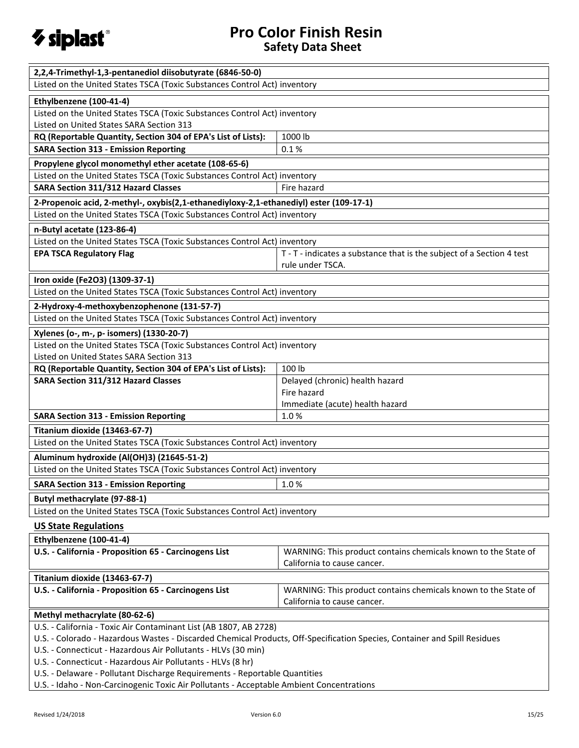| **2,2,4-Trimethyl-1,3-pentanediol diisobutyrate (6846-50-0)** | |
|---|---|
| Listed on the United States TSCA (Toxic Substances Control Act) inventory | |

| **Ethylbenzene (100-41-4)** | |
|---|---|
| Listed on the United States TSCA (Toxic Substances Control Act) inventory<br>Listed on United States SARA Section 313 | |
| **RQ (Reportable Quantity, Section 304 of EPA's List of Lists):** | 1000 lb |
| **SARA Section 313 - Emission Reporting** | 0.1 % |

| **Propylene glycol monomethyl ether acetate (108-65-6)** | |
|---|---|
| Listed on the United States TSCA (Toxic Substances Control Act) inventory | |
| **SARA Section 311/312 Hazard Classes** | Fire hazard |

| **2-Propenoic acid, 2-methyl-, oxybis(2,1-ethanediyloxy-2,1-ethanediyl) ester (109-17-1)** | |
|---|---|
| Listed on the United States TSCA (Toxic Substances Control Act) inventory | |

| **n-Butyl acetate (123-86-4)** | |
|---|---|
| Listed on the United States TSCA (Toxic Substances Control Act) inventory | |
| **EPA TSCA Regulatory Flag** | T - T - indicates a substance that is the subject of a Section 4 test rule under TSCA. |

| **Iron oxide (Fe2O3) (1309-37-1)** | |
|---|---|
| Listed on the United States TSCA (Toxic Substances Control Act) inventory | |

| **2-Hydroxy-4-methoxybenzophenone (131-57-7)** | |
|---|---|
| Listed on the United States TSCA (Toxic Substances Control Act) inventory | |

| **Xylenes (o-, m-, p- isomers) (1330-20-7)** | |
|---|---|
| Listed on the United States TSCA (Toxic Substances Control Act) inventory<br>Listed on United States SARA Section 313 | |
| **RQ (Reportable Quantity, Section 304 of EPA's List of Lists):** | 100 lb |
| **SARA Section 311/312 Hazard Classes** | Delayed (chronic) health hazard<br>Fire hazard<br>Immediate (acute) health hazard |
| **SARA Section 313 - Emission Reporting** | 1.0 % |

| **Titanium dioxide (13463-67-7)** | |
|---|---|
| Listed on the United States TSCA (Toxic Substances Control Act) inventory | |

| **Aluminum hydroxide (Al(OH)3) (21645-51-2)** | |
|---|---|
| Listed on the United States TSCA (Toxic Substances Control Act) inventory | |
| **SARA Section 313 - Emission Reporting** | 1.0 % |

| **Butyl methacrylate (97-88-1)** | |
|---|---|
| Listed on the United States TSCA (Toxic Substances Control Act) inventory | |

## US State Regulations

| **Ethylbenzene (100-41-4)** | |
|---|---|
| **U.S. - California - Proposition 65 - Carcinogens List** | WARNING: This product contains chemicals known to the State of California to cause cancer. |

| **Titanium dioxide (13463-67-7)** | |
|---|---|
| **U.S. - California - Proposition 65 - Carcinogens List** | WARNING: This product contains chemicals known to the State of California to cause cancer. |

| **Methyl methacrylate (80-62-6)** |
|---|
| U.S. - California - Toxic Air Contaminant List (AB 1807, AB 2728)<br>U.S. - Colorado - Hazardous Wastes - Discarded Chemical Products, Off-Specification Species, Container and Spill Residues<br>U.S. - Connecticut - Hazardous Air Pollutants - HLVs (30 min)<br>U.S. - Connecticut - Hazardous Air Pollutants - HLVs (8 hr)<br>U.S. - Delaware - Pollutant Discharge Requirements - Reportable Quantities<br>U.S. - Idaho - Non-Carcinogenic Toxic Air Pollutants - Acceptable Ambient Concentrations |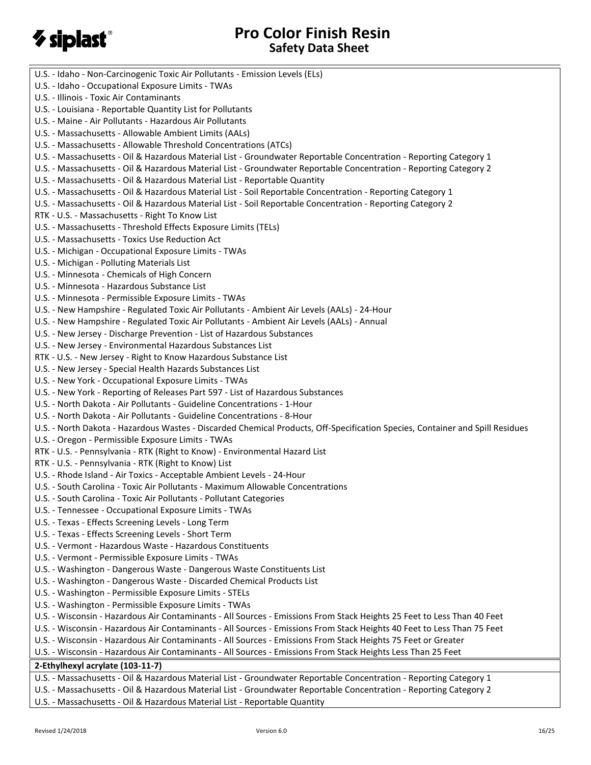U.S. - Idaho - Non-Carcinogenic Toxic Air Pollutants - Emission Levels (ELs)
U.S. - Idaho - Occupational Exposure Limits - TWAs
U.S. - Illinois - Toxic Air Contaminants
U.S. - Louisiana - Reportable Quantity List for Pollutants
U.S. - Maine - Air Pollutants - Hazardous Air Pollutants
U.S. - Massachusetts - Allowable Ambient Limits (AALs)
U.S. - Massachusetts - Allowable Threshold Concentrations (ATCs)
U.S. - Massachusetts - Oil & Hazardous Material List - Groundwater Reportable Concentration - Reporting Category 1
U.S. - Massachusetts - Oil & Hazardous Material List - Groundwater Reportable Concentration - Reporting Category 2
U.S. - Massachusetts - Oil & Hazardous Material List - Reportable Quantity
U.S. - Massachusetts - Oil & Hazardous Material List - Soil Reportable Concentration - Reporting Category 1
U.S. - Massachusetts - Oil & Hazardous Material List - Soil Reportable Concentration - Reporting Category 2
RTK - U.S. - Massachusetts - Right To Know List
U.S. - Massachusetts - Threshold Effects Exposure Limits (TELs)
U.S. - Massachusetts - Toxics Use Reduction Act
U.S. - Michigan - Occupational Exposure Limits - TWAs
U.S. - Michigan - Polluting Materials List
U.S. - Minnesota - Chemicals of High Concern
U.S. - Minnesota - Hazardous Substance List
U.S. - Minnesota - Permissible Exposure Limits - TWAs
U.S. - New Hampshire - Regulated Toxic Air Pollutants - Ambient Air Levels (AALs) - 24-Hour
U.S. - New Hampshire - Regulated Toxic Air Pollutants - Ambient Air Levels (AALs) - Annual
U.S. - New Jersey - Discharge Prevention - List of Hazardous Substances
U.S. - New Jersey - Environmental Hazardous Substances List
RTK - U.S. - New Jersey - Right to Know Hazardous Substance List
U.S. - New Jersey - Special Health Hazards Substances List
U.S. - New York - Occupational Exposure Limits - TWAs
U.S. - New York - Reporting of Releases Part 597 - List of Hazardous Substances
U.S. - North Dakota - Air Pollutants - Guideline Concentrations - 1-Hour
U.S. - North Dakota - Air Pollutants - Guideline Concentrations - 8-Hour
U.S. - North Dakota - Hazardous Wastes - Discarded Chemical Products, Off-Specification Species, Container and Spill Residues
U.S. - Oregon - Permissible Exposure Limits - TWAs
RTK - U.S. - Pennsylvania - RTK (Right to Know) - Environmental Hazard List
RTK - U.S. - Pennsylvania - RTK (Right to Know) List
U.S. - Rhode Island - Air Toxics - Acceptable Ambient Levels - 24-Hour
U.S. - South Carolina - Toxic Air Pollutants - Maximum Allowable Concentrations
U.S. - South Carolina - Toxic Air Pollutants - Pollutant Categories
U.S. - Tennessee - Occupational Exposure Limits - TWAs
U.S. - Texas - Effects Screening Levels - Long Term
U.S. - Texas - Effects Screening Levels - Short Term
U.S. - Vermont - Hazardous Waste - Hazardous Constituents
U.S. - Vermont - Permissible Exposure Limits - TWAs
U.S. - Washington - Dangerous Waste - Dangerous Waste Constituents List
U.S. - Washington - Dangerous Waste - Discarded Chemical Products List
U.S. - Washington - Permissible Exposure Limits - STELs
U.S. - Washington - Permissible Exposure Limits - TWAs
U.S. - Wisconsin - Hazardous Air Contaminants - All Sources - Emissions From Stack Heights 25 Feet to Less Than 40 Feet
U.S. - Wisconsin - Hazardous Air Contaminants - All Sources - Emissions From Stack Heights 40 Feet to Less Than 75 Feet
U.S. - Wisconsin - Hazardous Air Contaminants - All Sources - Emissions From Stack Heights 75 Feet or Greater
U.S. - Wisconsin - Hazardous Air Contaminants - All Sources - Emissions From Stack Heights Less Than 25 Feet

**2-Ethylhexyl acrylate (103-11-7)**

U.S. - Massachusetts - Oil & Hazardous Material List - Groundwater Reportable Concentration - Reporting Category 1
U.S. - Massachusetts - Oil & Hazardous Material List - Groundwater Reportable Concentration - Reporting Category 2
U.S. - Massachusetts - Oil & Hazardous Material List - Reportable Quantity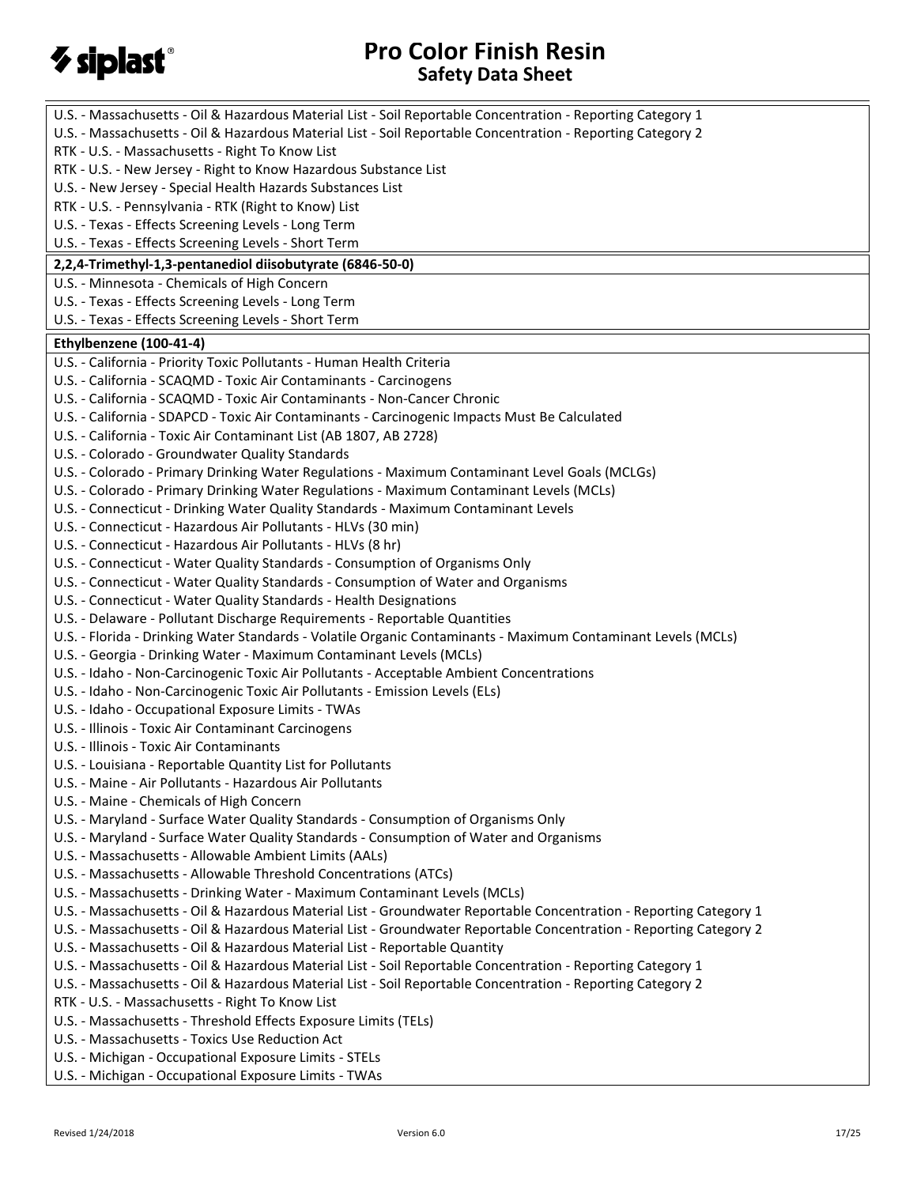U.S. - Massachusetts - Oil & Hazardous Material List - Soil Reportable Concentration - Reporting Category 1
U.S. - Massachusetts - Oil & Hazardous Material List - Soil Reportable Concentration - Reporting Category 2
RTK - U.S. - Massachusetts - Right To Know List
RTK - U.S. - New Jersey - Right to Know Hazardous Substance List
U.S. - New Jersey - Special Health Hazards Substances List
RTK - U.S. - Pennsylvania - RTK (Right to Know) List
U.S. - Texas - Effects Screening Levels - Long Term
U.S. - Texas - Effects Screening Levels - Short Term

**2,2,4-Trimethyl-1,3-pentanediol diisobutyrate (6846-50-0)**

U.S. - Minnesota - Chemicals of High Concern
U.S. - Texas - Effects Screening Levels - Long Term
U.S. - Texas - Effects Screening Levels - Short Term

**Ethylbenzene (100-41-4)**

U.S. - California - Priority Toxic Pollutants - Human Health Criteria
U.S. - California - SCAQMD - Toxic Air Contaminants - Carcinogens
U.S. - California - SCAQMD - Toxic Air Contaminants - Non-Cancer Chronic
U.S. - California - SDAPCD - Toxic Air Contaminants - Carcinogenic Impacts Must Be Calculated
U.S. - California - Toxic Air Contaminant List (AB 1807, AB 2728)
U.S. - Colorado - Groundwater Quality Standards
U.S. - Colorado - Primary Drinking Water Regulations - Maximum Contaminant Level Goals (MCLGs)
U.S. - Colorado - Primary Drinking Water Regulations - Maximum Contaminant Levels (MCLs)
U.S. - Connecticut - Drinking Water Quality Standards - Maximum Contaminant Levels
U.S. - Connecticut - Hazardous Air Pollutants - HLVs (30 min)
U.S. - Connecticut - Hazardous Air Pollutants - HLVs (8 hr)
U.S. - Connecticut - Water Quality Standards - Consumption of Organisms Only
U.S. - Connecticut - Water Quality Standards - Consumption of Water and Organisms
U.S. - Connecticut - Water Quality Standards - Health Designations
U.S. - Delaware - Pollutant Discharge Requirements - Reportable Quantities
U.S. - Florida - Drinking Water Standards - Volatile Organic Contaminants - Maximum Contaminant Levels (MCLs)
U.S. - Georgia - Drinking Water - Maximum Contaminant Levels (MCLs)
U.S. - Idaho - Non-Carcinogenic Toxic Air Pollutants - Acceptable Ambient Concentrations
U.S. - Idaho - Non-Carcinogenic Toxic Air Pollutants - Emission Levels (ELs)
U.S. - Idaho - Occupational Exposure Limits - TWAs
U.S. - Illinois - Toxic Air Contaminant Carcinogens
U.S. - Illinois - Toxic Air Contaminants
U.S. - Louisiana - Reportable Quantity List for Pollutants
U.S. - Maine - Air Pollutants - Hazardous Air Pollutants
U.S. - Maine - Chemicals of High Concern
U.S. - Maryland - Surface Water Quality Standards - Consumption of Organisms Only
U.S. - Maryland - Surface Water Quality Standards - Consumption of Water and Organisms
U.S. - Massachusetts - Allowable Ambient Limits (AALs)
U.S. - Massachusetts - Allowable Threshold Concentrations (ATCs)
U.S. - Massachusetts - Drinking Water - Maximum Contaminant Levels (MCLs)
U.S. - Massachusetts - Oil & Hazardous Material List - Groundwater Reportable Concentration - Reporting Category 1
U.S. - Massachusetts - Oil & Hazardous Material List - Groundwater Reportable Concentration - Reporting Category 2
U.S. - Massachusetts - Oil & Hazardous Material List - Reportable Quantity
U.S. - Massachusetts - Oil & Hazardous Material List - Soil Reportable Concentration - Reporting Category 1
U.S. - Massachusetts - Oil & Hazardous Material List - Soil Reportable Concentration - Reporting Category 2
RTK - U.S. - Massachusetts - Right To Know List
U.S. - Massachusetts - Threshold Effects Exposure Limits (TELs)
U.S. - Massachusetts - Toxics Use Reduction Act
U.S. - Michigan - Occupational Exposure Limits - STELs
U.S. - Michigan - Occupational Exposure Limits - TWAs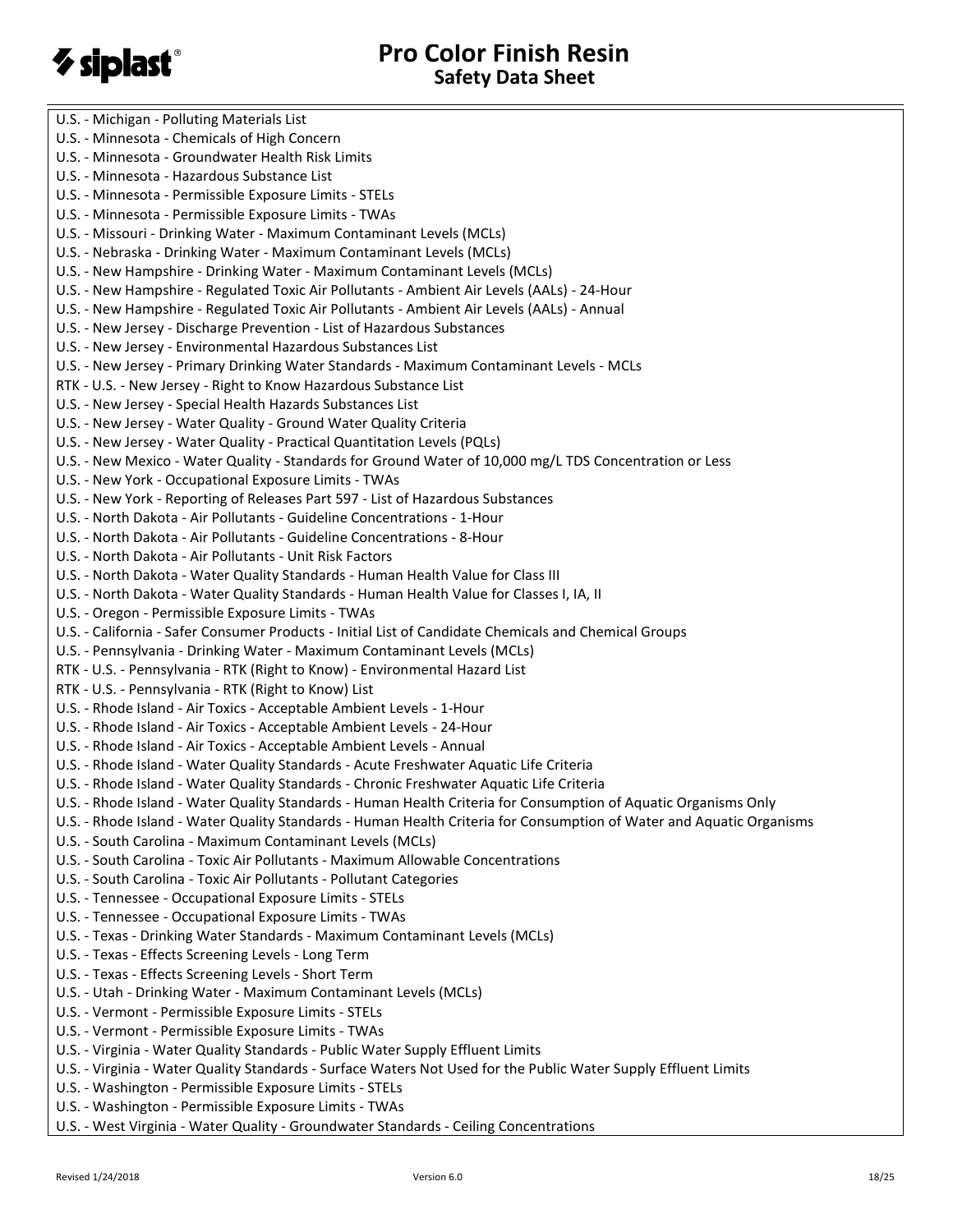U.S. - Michigan - Polluting Materials List
U.S. - Minnesota - Chemicals of High Concern
U.S. - Minnesota - Groundwater Health Risk Limits
U.S. - Minnesota - Hazardous Substance List
U.S. - Minnesota - Permissible Exposure Limits - STELs
U.S. - Minnesota - Permissible Exposure Limits - TWAs
U.S. - Missouri - Drinking Water - Maximum Contaminant Levels (MCLs)
U.S. - Nebraska - Drinking Water - Maximum Contaminant Levels (MCLs)
U.S. - New Hampshire - Drinking Water - Maximum Contaminant Levels (MCLs)
U.S. - New Hampshire - Regulated Toxic Air Pollutants - Ambient Air Levels (AALs) - 24-Hour
U.S. - New Hampshire - Regulated Toxic Air Pollutants - Ambient Air Levels (AALs) - Annual
U.S. - New Jersey - Discharge Prevention - List of Hazardous Substances
U.S. - New Jersey - Environmental Hazardous Substances List
U.S. - New Jersey - Primary Drinking Water Standards - Maximum Contaminant Levels - MCLs
RTK - U.S. - New Jersey - Right to Know Hazardous Substance List
U.S. - New Jersey - Special Health Hazards Substances List
U.S. - New Jersey - Water Quality - Ground Water Quality Criteria
U.S. - New Jersey - Water Quality - Practical Quantitation Levels (PQLs)
U.S. - New Mexico - Water Quality - Standards for Ground Water of 10,000 mg/L TDS Concentration or Less
U.S. - New York - Occupational Exposure Limits - TWAs
U.S. - New York - Reporting of Releases Part 597 - List of Hazardous Substances
U.S. - North Dakota - Air Pollutants - Guideline Concentrations - 1-Hour
U.S. - North Dakota - Air Pollutants - Guideline Concentrations - 8-Hour
U.S. - North Dakota - Air Pollutants - Unit Risk Factors
U.S. - North Dakota - Water Quality Standards - Human Health Value for Class III
U.S. - North Dakota - Water Quality Standards - Human Health Value for Classes I, IA, II
U.S. - Oregon - Permissible Exposure Limits - TWAs
U.S. - California - Safer Consumer Products - Initial List of Candidate Chemicals and Chemical Groups
U.S. - Pennsylvania - Drinking Water - Maximum Contaminant Levels (MCLs)
RTK - U.S. - Pennsylvania - RTK (Right to Know) - Environmental Hazard List
RTK - U.S. - Pennsylvania - RTK (Right to Know) List
U.S. - Rhode Island - Air Toxics - Acceptable Ambient Levels - 1-Hour
U.S. - Rhode Island - Air Toxics - Acceptable Ambient Levels - 24-Hour
U.S. - Rhode Island - Air Toxics - Acceptable Ambient Levels - Annual
U.S. - Rhode Island - Water Quality Standards - Acute Freshwater Aquatic Life Criteria
U.S. - Rhode Island - Water Quality Standards - Chronic Freshwater Aquatic Life Criteria
U.S. - Rhode Island - Water Quality Standards - Human Health Criteria for Consumption of Aquatic Organisms Only
U.S. - Rhode Island - Water Quality Standards - Human Health Criteria for Consumption of Water and Aquatic Organisms
U.S. - South Carolina - Maximum Contaminant Levels (MCLs)
U.S. - South Carolina - Toxic Air Pollutants - Maximum Allowable Concentrations
U.S. - South Carolina - Toxic Air Pollutants - Pollutant Categories
U.S. - Tennessee - Occupational Exposure Limits - STELs
U.S. - Tennessee - Occupational Exposure Limits - TWAs
U.S. - Texas - Drinking Water Standards - Maximum Contaminant Levels (MCLs)
U.S. - Texas - Effects Screening Levels - Long Term
U.S. - Texas - Effects Screening Levels - Short Term
U.S. - Utah - Drinking Water - Maximum Contaminant Levels (MCLs)
U.S. - Vermont - Permissible Exposure Limits - STELs
U.S. - Vermont - Permissible Exposure Limits - TWAs
U.S. - Virginia - Water Quality Standards - Public Water Supply Effluent Limits
U.S. - Virginia - Water Quality Standards - Surface Waters Not Used for the Public Water Supply Effluent Limits
U.S. - Washington - Permissible Exposure Limits - STELs
U.S. - Washington - Permissible Exposure Limits - TWAs
U.S. - West Virginia - Water Quality - Groundwater Standards - Ceiling Concentrations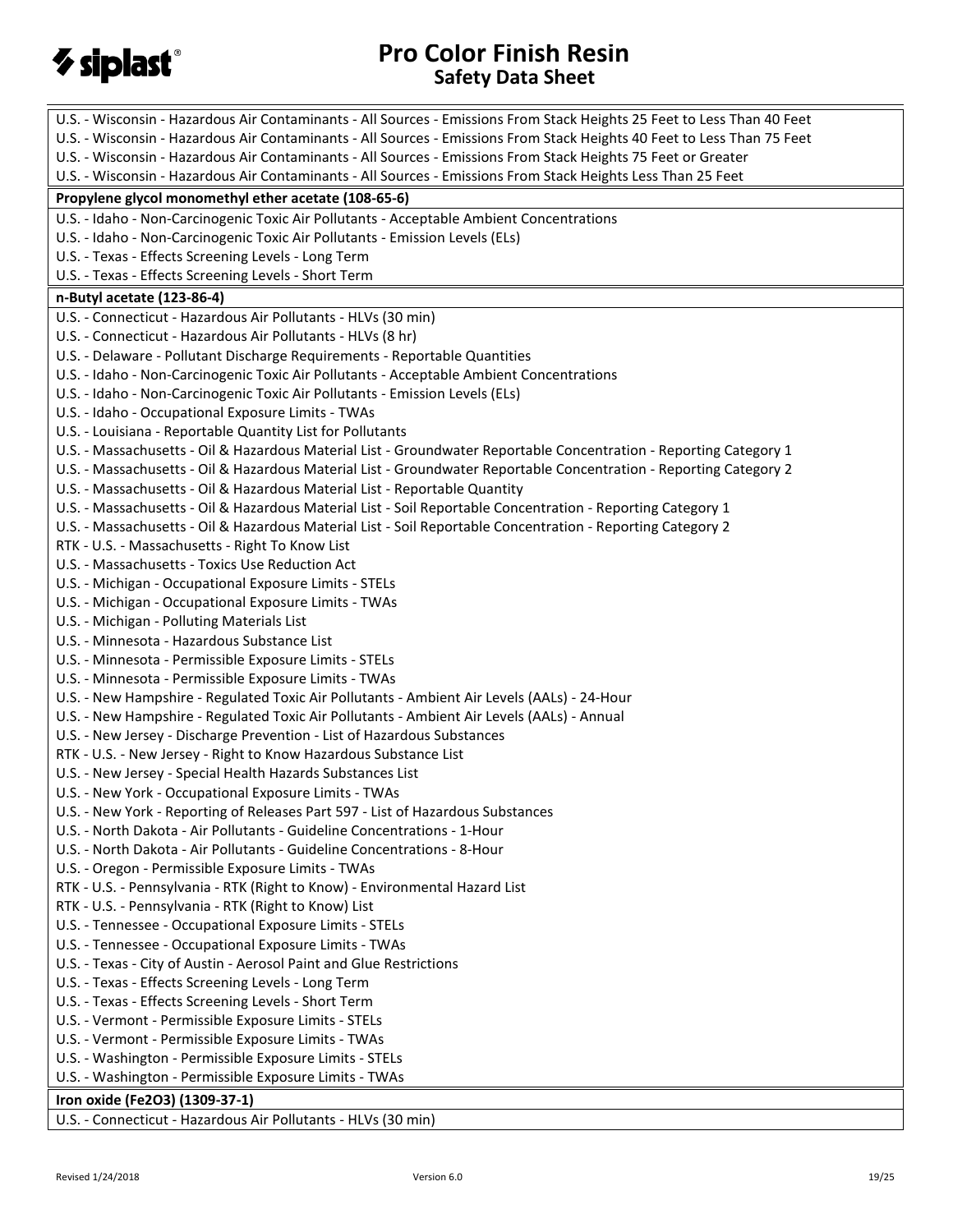U.S. - Wisconsin - Hazardous Air Contaminants - All Sources - Emissions From Stack Heights 25 Feet to Less Than 40 Feet
U.S. - Wisconsin - Hazardous Air Contaminants - All Sources - Emissions From Stack Heights 40 Feet to Less Than 75 Feet
U.S. - Wisconsin - Hazardous Air Contaminants - All Sources - Emissions From Stack Heights 75 Feet or Greater
U.S. - Wisconsin - Hazardous Air Contaminants - All Sources - Emissions From Stack Heights Less Than 25 Feet

**Propylene glycol monomethyl ether acetate (108-65-6)**

U.S. - Idaho - Non-Carcinogenic Toxic Air Pollutants - Acceptable Ambient Concentrations
U.S. - Idaho - Non-Carcinogenic Toxic Air Pollutants - Emission Levels (ELs)
U.S. - Texas - Effects Screening Levels - Long Term
U.S. - Texas - Effects Screening Levels - Short Term

**n-Butyl acetate (123-86-4)**

U.S. - Connecticut - Hazardous Air Pollutants - HLVs (30 min)
U.S. - Connecticut - Hazardous Air Pollutants - HLVs (8 hr)
U.S. - Delaware - Pollutant Discharge Requirements - Reportable Quantities
U.S. - Idaho - Non-Carcinogenic Toxic Air Pollutants - Acceptable Ambient Concentrations
U.S. - Idaho - Non-Carcinogenic Toxic Air Pollutants - Emission Levels (ELs)
U.S. - Idaho - Occupational Exposure Limits - TWAs
U.S. - Louisiana - Reportable Quantity List for Pollutants
U.S. - Massachusetts - Oil & Hazardous Material List - Groundwater Reportable Concentration - Reporting Category 1
U.S. - Massachusetts - Oil & Hazardous Material List - Groundwater Reportable Concentration - Reporting Category 2
U.S. - Massachusetts - Oil & Hazardous Material List - Reportable Quantity
U.S. - Massachusetts - Oil & Hazardous Material List - Soil Reportable Concentration - Reporting Category 1
U.S. - Massachusetts - Oil & Hazardous Material List - Soil Reportable Concentration - Reporting Category 2
RTK - U.S. - Massachusetts - Right To Know List
U.S. - Massachusetts - Toxics Use Reduction Act
U.S. - Michigan - Occupational Exposure Limits - STELs
U.S. - Michigan - Occupational Exposure Limits - TWAs
U.S. - Michigan - Polluting Materials List
U.S. - Minnesota - Hazardous Substance List
U.S. - Minnesota - Permissible Exposure Limits - STELs
U.S. - Minnesota - Permissible Exposure Limits - TWAs
U.S. - New Hampshire - Regulated Toxic Air Pollutants - Ambient Air Levels (AALs) - 24-Hour
U.S. - New Hampshire - Regulated Toxic Air Pollutants - Ambient Air Levels (AALs) - Annual
U.S. - New Jersey - Discharge Prevention - List of Hazardous Substances
RTK - U.S. - New Jersey - Right to Know Hazardous Substance List
U.S. - New Jersey - Special Health Hazards Substances List
U.S. - New York - Occupational Exposure Limits - TWAs
U.S. - New York - Reporting of Releases Part 597 - List of Hazardous Substances
U.S. - North Dakota - Air Pollutants - Guideline Concentrations - 1-Hour
U.S. - North Dakota - Air Pollutants - Guideline Concentrations - 8-Hour
U.S. - Oregon - Permissible Exposure Limits - TWAs
RTK - U.S. - Pennsylvania - RTK (Right to Know) - Environmental Hazard List
RTK - U.S. - Pennsylvania - RTK (Right to Know) List
U.S. - Tennessee - Occupational Exposure Limits - STELs
U.S. - Tennessee - Occupational Exposure Limits - TWAs
U.S. - Texas - City of Austin - Aerosol Paint and Glue Restrictions
U.S. - Texas - Effects Screening Levels - Long Term
U.S. - Texas - Effects Screening Levels - Short Term
U.S. - Vermont - Permissible Exposure Limits - STELs
U.S. - Vermont - Permissible Exposure Limits - TWAs
U.S. - Washington - Permissible Exposure Limits - STELs
U.S. - Washington - Permissible Exposure Limits - TWAs

**Iron oxide ($Fe_2O_3$) (1309-37-1)**

U.S. - Connecticut - Hazardous Air Pollutants - HLVs (30 min)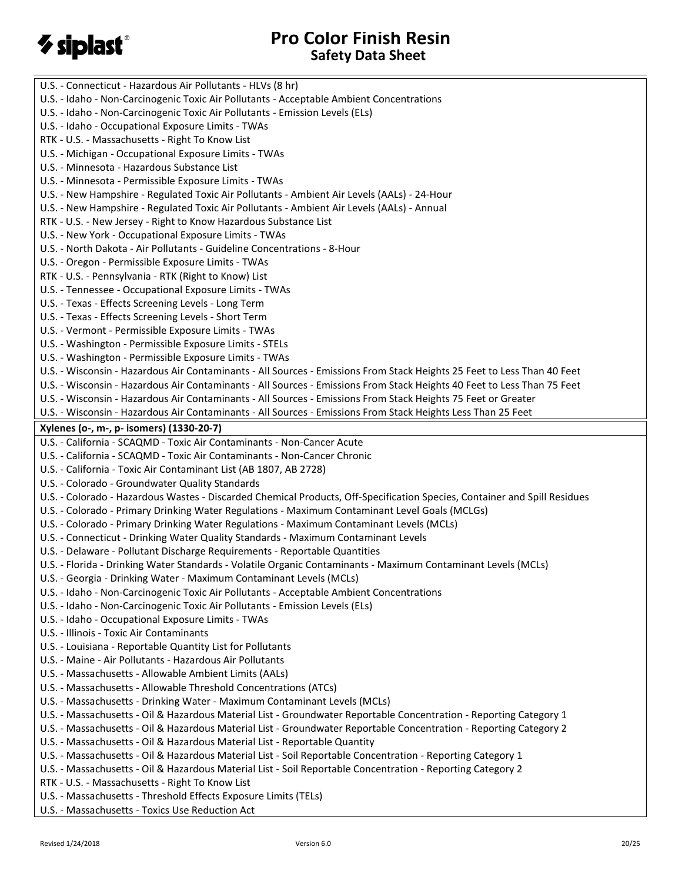U.S. - Connecticut - Hazardous Air Pollutants - HLVs (8 hr)
U.S. - Idaho - Non-Carcinogenic Toxic Air Pollutants - Acceptable Ambient Concentrations
U.S. - Idaho - Non-Carcinogenic Toxic Air Pollutants - Emission Levels (ELs)
U.S. - Idaho - Occupational Exposure Limits - TWAs
RTK - U.S. - Massachusetts - Right To Know List
U.S. - Michigan - Occupational Exposure Limits - TWAs
U.S. - Minnesota - Hazardous Substance List
U.S. - Minnesota - Permissible Exposure Limits - TWAs
U.S. - New Hampshire - Regulated Toxic Air Pollutants - Ambient Air Levels (AALs) - 24-Hour
U.S. - New Hampshire - Regulated Toxic Air Pollutants - Ambient Air Levels (AALs) - Annual
RTK - U.S. - New Jersey - Right to Know Hazardous Substance List
U.S. - New York - Occupational Exposure Limits - TWAs
U.S. - North Dakota - Air Pollutants - Guideline Concentrations - 8-Hour
U.S. - Oregon - Permissible Exposure Limits - TWAs
RTK - U.S. - Pennsylvania - RTK (Right to Know) List
U.S. - Tennessee - Occupational Exposure Limits - TWAs
U.S. - Texas - Effects Screening Levels - Long Term
U.S. - Texas - Effects Screening Levels - Short Term
U.S. - Vermont - Permissible Exposure Limits - TWAs
U.S. - Washington - Permissible Exposure Limits - STELs
U.S. - Washington - Permissible Exposure Limits - TWAs
U.S. - Wisconsin - Hazardous Air Contaminants - All Sources - Emissions From Stack Heights 25 Feet to Less Than 40 Feet
U.S. - Wisconsin - Hazardous Air Contaminants - All Sources - Emissions From Stack Heights 40 Feet to Less Than 75 Feet
U.S. - Wisconsin - Hazardous Air Contaminants - All Sources - Emissions From Stack Heights 75 Feet or Greater
U.S. - Wisconsin - Hazardous Air Contaminants - All Sources - Emissions From Stack Heights Less Than 25 Feet

**Xylenes (o-, m-, p- isomers) (1330-20-7)**

U.S. - California - SCAQMD - Toxic Air Contaminants - Non-Cancer Acute
U.S. - California - SCAQMD - Toxic Air Contaminants - Non-Cancer Chronic
U.S. - California - Toxic Air Contaminant List (AB 1807, AB 2728)
U.S. - Colorado - Groundwater Quality Standards
U.S. - Colorado - Hazardous Wastes - Discarded Chemical Products, Off-Specification Species, Container and Spill Residues
U.S. - Colorado - Primary Drinking Water Regulations - Maximum Contaminant Level Goals (MCLGs)
U.S. - Colorado - Primary Drinking Water Regulations - Maximum Contaminant Levels (MCLs)
U.S. - Connecticut - Drinking Water Quality Standards - Maximum Contaminant Levels
U.S. - Delaware - Pollutant Discharge Requirements - Reportable Quantities
U.S. - Florida - Drinking Water Standards - Volatile Organic Contaminants - Maximum Contaminant Levels (MCLs)
U.S. - Georgia - Drinking Water - Maximum Contaminant Levels (MCLs)
U.S. - Idaho - Non-Carcinogenic Toxic Air Pollutants - Acceptable Ambient Concentrations
U.S. - Idaho - Non-Carcinogenic Toxic Air Pollutants - Emission Levels (ELs)
U.S. - Idaho - Occupational Exposure Limits - TWAs
U.S. - Illinois - Toxic Air Contaminants
U.S. - Louisiana - Reportable Quantity List for Pollutants
U.S. - Maine - Air Pollutants - Hazardous Air Pollutants
U.S. - Massachusetts - Allowable Ambient Limits (AALs)
U.S. - Massachusetts - Allowable Threshold Concentrations (ATCs)
U.S. - Massachusetts - Drinking Water - Maximum Contaminant Levels (MCLs)
U.S. - Massachusetts - Oil & Hazardous Material List - Groundwater Reportable Concentration - Reporting Category 1
U.S. - Massachusetts - Oil & Hazardous Material List - Groundwater Reportable Concentration - Reporting Category 2
U.S. - Massachusetts - Oil & Hazardous Material List - Reportable Quantity
U.S. - Massachusetts - Oil & Hazardous Material List - Soil Reportable Concentration - Reporting Category 1
U.S. - Massachusetts - Oil & Hazardous Material List - Soil Reportable Concentration - Reporting Category 2
RTK - U.S. - Massachusetts - Right To Know List
U.S. - Massachusetts - Threshold Effects Exposure Limits (TELs)
U.S. - Massachusetts - Toxics Use Reduction Act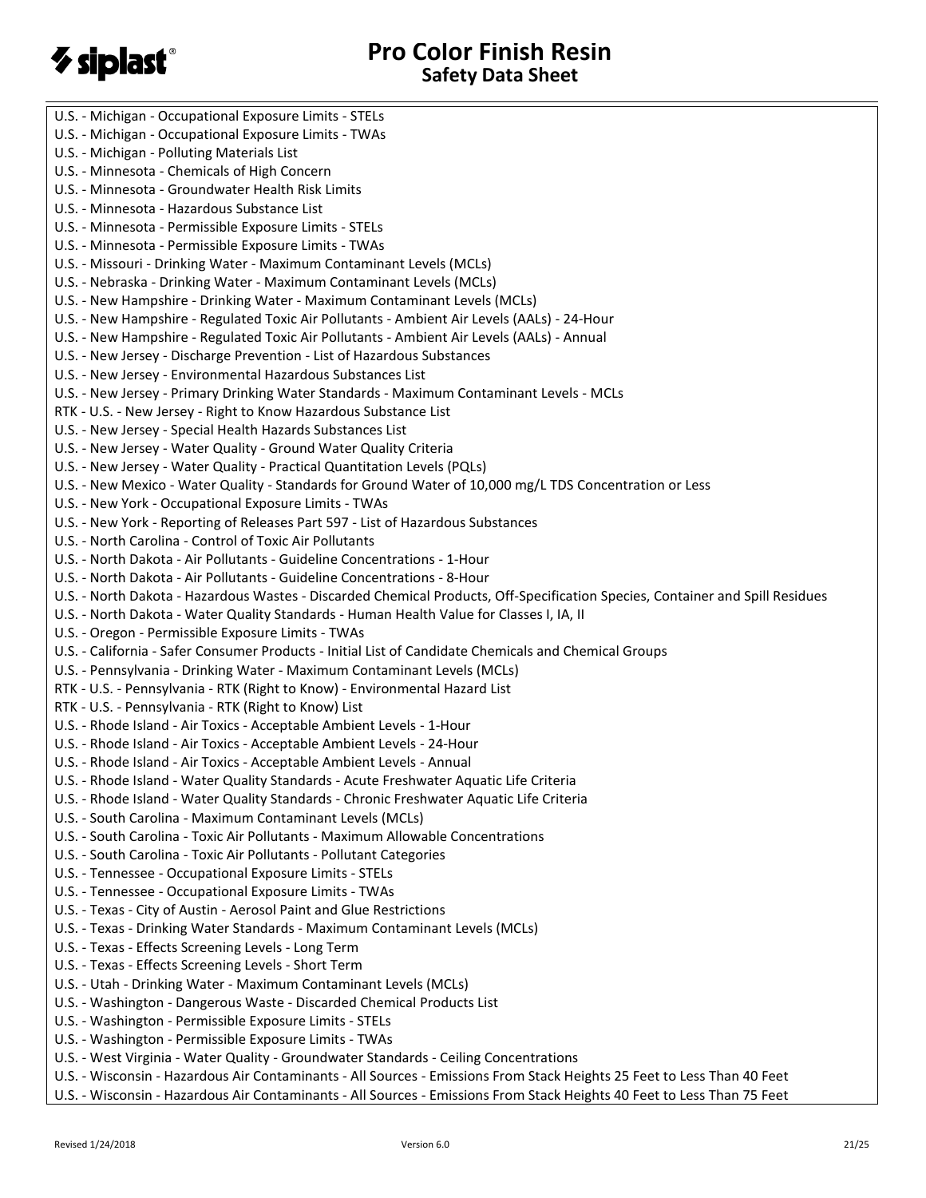U.S. - Michigan - Occupational Exposure Limits - STELs
U.S. - Michigan - Occupational Exposure Limits - TWAs
U.S. - Michigan - Polluting Materials List
U.S. - Minnesota - Chemicals of High Concern
U.S. - Minnesota - Groundwater Health Risk Limits
U.S. - Minnesota - Hazardous Substance List
U.S. - Minnesota - Permissible Exposure Limits - STELs
U.S. - Minnesota - Permissible Exposure Limits - TWAs
U.S. - Missouri - Drinking Water - Maximum Contaminant Levels (MCLs)
U.S. - Nebraska - Drinking Water - Maximum Contaminant Levels (MCLs)
U.S. - New Hampshire - Drinking Water - Maximum Contaminant Levels (MCLs)
U.S. - New Hampshire - Regulated Toxic Air Pollutants - Ambient Air Levels (AALs) - 24-Hour
U.S. - New Hampshire - Regulated Toxic Air Pollutants - Ambient Air Levels (AALs) - Annual
U.S. - New Jersey - Discharge Prevention - List of Hazardous Substances
U.S. - New Jersey - Environmental Hazardous Substances List
U.S. - New Jersey - Primary Drinking Water Standards - Maximum Contaminant Levels - MCLs
RTK - U.S. - New Jersey - Right to Know Hazardous Substance List
U.S. - New Jersey - Special Health Hazards Substances List
U.S. - New Jersey - Water Quality - Ground Water Quality Criteria
U.S. - New Jersey - Water Quality - Practical Quantitation Levels (PQLs)
U.S. - New Mexico - Water Quality - Standards for Ground Water of 10,000 mg/L TDS Concentration or Less
U.S. - New York - Occupational Exposure Limits - TWAs
U.S. - New York - Reporting of Releases Part 597 - List of Hazardous Substances
U.S. - North Carolina - Control of Toxic Air Pollutants
U.S. - North Dakota - Air Pollutants - Guideline Concentrations - 1-Hour
U.S. - North Dakota - Air Pollutants - Guideline Concentrations - 8-Hour
U.S. - North Dakota - Hazardous Wastes - Discarded Chemical Products, Off-Specification Species, Container and Spill Residues
U.S. - North Dakota - Water Quality Standards - Human Health Value for Classes I, IA, II
U.S. - Oregon - Permissible Exposure Limits - TWAs
U.S. - California - Safer Consumer Products - Initial List of Candidate Chemicals and Chemical Groups
U.S. - Pennsylvania - Drinking Water - Maximum Contaminant Levels (MCLs)
RTK - U.S. - Pennsylvania - RTK (Right to Know) - Environmental Hazard List
RTK - U.S. - Pennsylvania - RTK (Right to Know) List
U.S. - Rhode Island - Air Toxics - Acceptable Ambient Levels - 1-Hour
U.S. - Rhode Island - Air Toxics - Acceptable Ambient Levels - 24-Hour
U.S. - Rhode Island - Air Toxics - Acceptable Ambient Levels - Annual
U.S. - Rhode Island - Water Quality Standards - Acute Freshwater Aquatic Life Criteria
U.S. - Rhode Island - Water Quality Standards - Chronic Freshwater Aquatic Life Criteria
U.S. - South Carolina - Maximum Contaminant Levels (MCLs)
U.S. - South Carolina - Toxic Air Pollutants - Maximum Allowable Concentrations
U.S. - South Carolina - Toxic Air Pollutants - Pollutant Categories
U.S. - Tennessee - Occupational Exposure Limits - STELs
U.S. - Tennessee - Occupational Exposure Limits - TWAs
U.S. - Texas - City of Austin - Aerosol Paint and Glue Restrictions
U.S. - Texas - Drinking Water Standards - Maximum Contaminant Levels (MCLs)
U.S. - Texas - Effects Screening Levels - Long Term
U.S. - Texas - Effects Screening Levels - Short Term
U.S. - Utah - Drinking Water - Maximum Contaminant Levels (MCLs)
U.S. - Washington - Dangerous Waste - Discarded Chemical Products List
U.S. - Washington - Permissible Exposure Limits - STELs
U.S. - Washington - Permissible Exposure Limits - TWAs
U.S. - West Virginia - Water Quality - Groundwater Standards - Ceiling Concentrations
U.S. - Wisconsin - Hazardous Air Contaminants - All Sources - Emissions From Stack Heights 25 Feet to Less Than 40 Feet
U.S. - Wisconsin - Hazardous Air Contaminants - All Sources - Emissions From Stack Heights 40 Feet to Less Than 75 Feet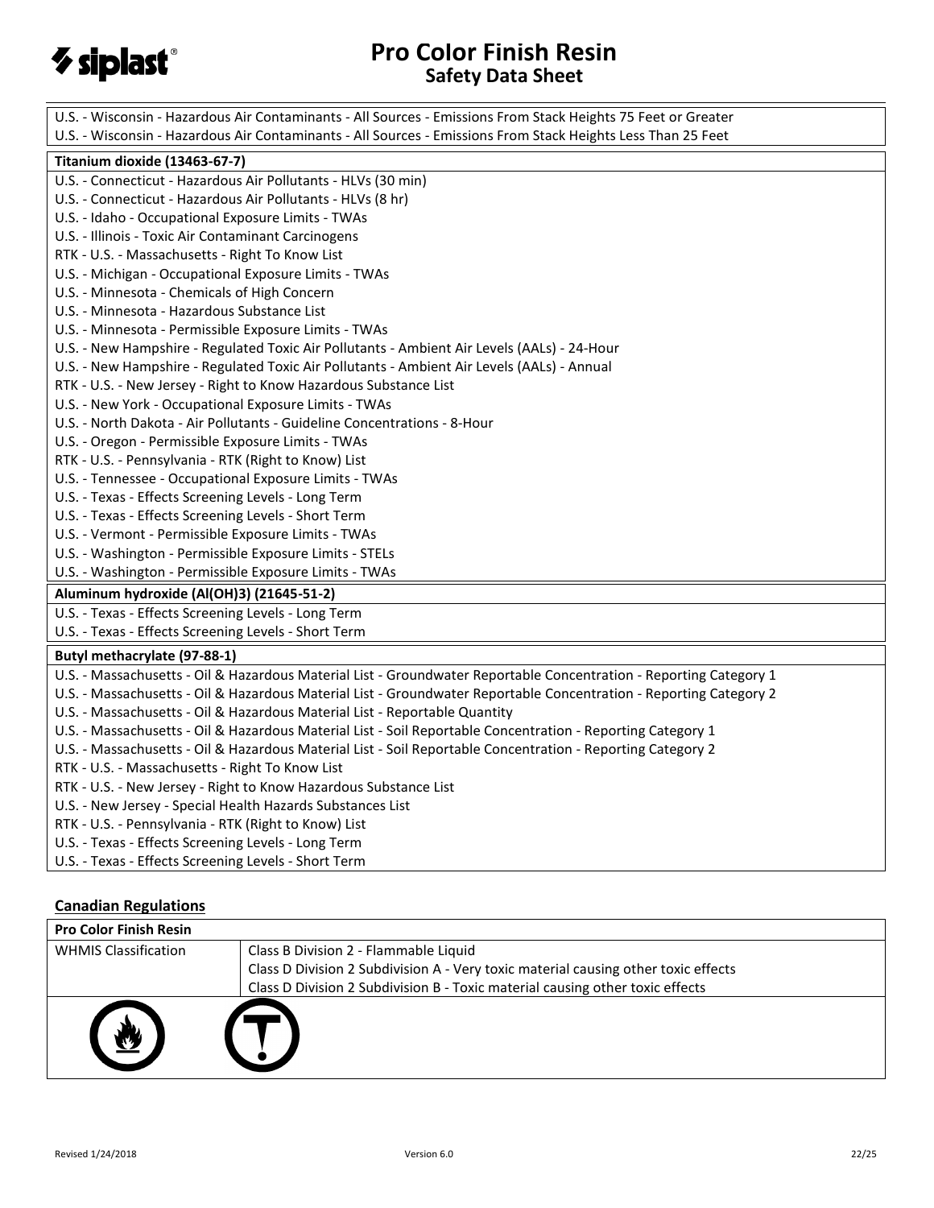U.S. - Wisconsin - Hazardous Air Contaminants - All Sources - Emissions From Stack Heights 75 Feet or Greater
U.S. - Wisconsin - Hazardous Air Contaminants - All Sources - Emissions From Stack Heights Less Than 25 Feet

**Titanium dioxide (13463-67-7)**

U.S. - Connecticut - Hazardous Air Pollutants - HLVs (30 min)
U.S. - Connecticut - Hazardous Air Pollutants - HLVs (8 hr)
U.S. - Idaho - Occupational Exposure Limits - TWAs
U.S. - Illinois - Toxic Air Contaminant Carcinogens
RTK - U.S. - Massachusetts - Right To Know List
U.S. - Michigan - Occupational Exposure Limits - TWAs
U.S. - Minnesota - Chemicals of High Concern
U.S. - Minnesota - Hazardous Substance List
U.S. - Minnesota - Permissible Exposure Limits - TWAs
U.S. - New Hampshire - Regulated Toxic Air Pollutants - Ambient Air Levels (AALs) - 24-Hour
U.S. - New Hampshire - Regulated Toxic Air Pollutants - Ambient Air Levels (AALs) - Annual
RTK - U.S. - New Jersey - Right to Know Hazardous Substance List
U.S. - New York - Occupational Exposure Limits - TWAs
U.S. - North Dakota - Air Pollutants - Guideline Concentrations - 8-Hour
U.S. - Oregon - Permissible Exposure Limits - TWAs
RTK - U.S. - Pennsylvania - RTK (Right to Know) List
U.S. - Tennessee - Occupational Exposure Limits - TWAs
U.S. - Texas - Effects Screening Levels - Long Term
U.S. - Texas - Effects Screening Levels - Short Term
U.S. - Vermont - Permissible Exposure Limits - TWAs
U.S. - Washington - Permissible Exposure Limits - STELs
U.S. - Washington - Permissible Exposure Limits - TWAs

**Aluminum hydroxide (Al(OH)3) (21645-51-2)**

U.S. - Texas - Effects Screening Levels - Long Term
U.S. - Texas - Effects Screening Levels - Short Term

**Butyl methacrylate (97-88-1)**

U.S. - Massachusetts - Oil & Hazardous Material List - Groundwater Reportable Concentration - Reporting Category 1
U.S. - Massachusetts - Oil & Hazardous Material List - Groundwater Reportable Concentration - Reporting Category 2
U.S. - Massachusetts - Oil & Hazardous Material List - Reportable Quantity
U.S. - Massachusetts - Oil & Hazardous Material List - Soil Reportable Concentration - Reporting Category 1
U.S. - Massachusetts - Oil & Hazardous Material List - Soil Reportable Concentration - Reporting Category 2
RTK - U.S. - Massachusetts - Right To Know List
RTK - U.S. - New Jersey - Right to Know Hazardous Substance List
U.S. - New Jersey - Special Health Hazards Substances List
RTK - U.S. - Pennsylvania - RTK (Right to Know) List
U.S. - Texas - Effects Screening Levels - Long Term
U.S. - Texas - Effects Screening Levels - Short Term

## Canadian Regulations

| Pro Color Finish Resin | |
|---|---|
| WHMIS Classification | Class B Division 2 - Flammable Liquid<br>Class D Division 2 Subdivision A - Very toxic material causing other toxic effects<br>Class D Division 2 Subdivision B - Toxic material causing other toxic effects |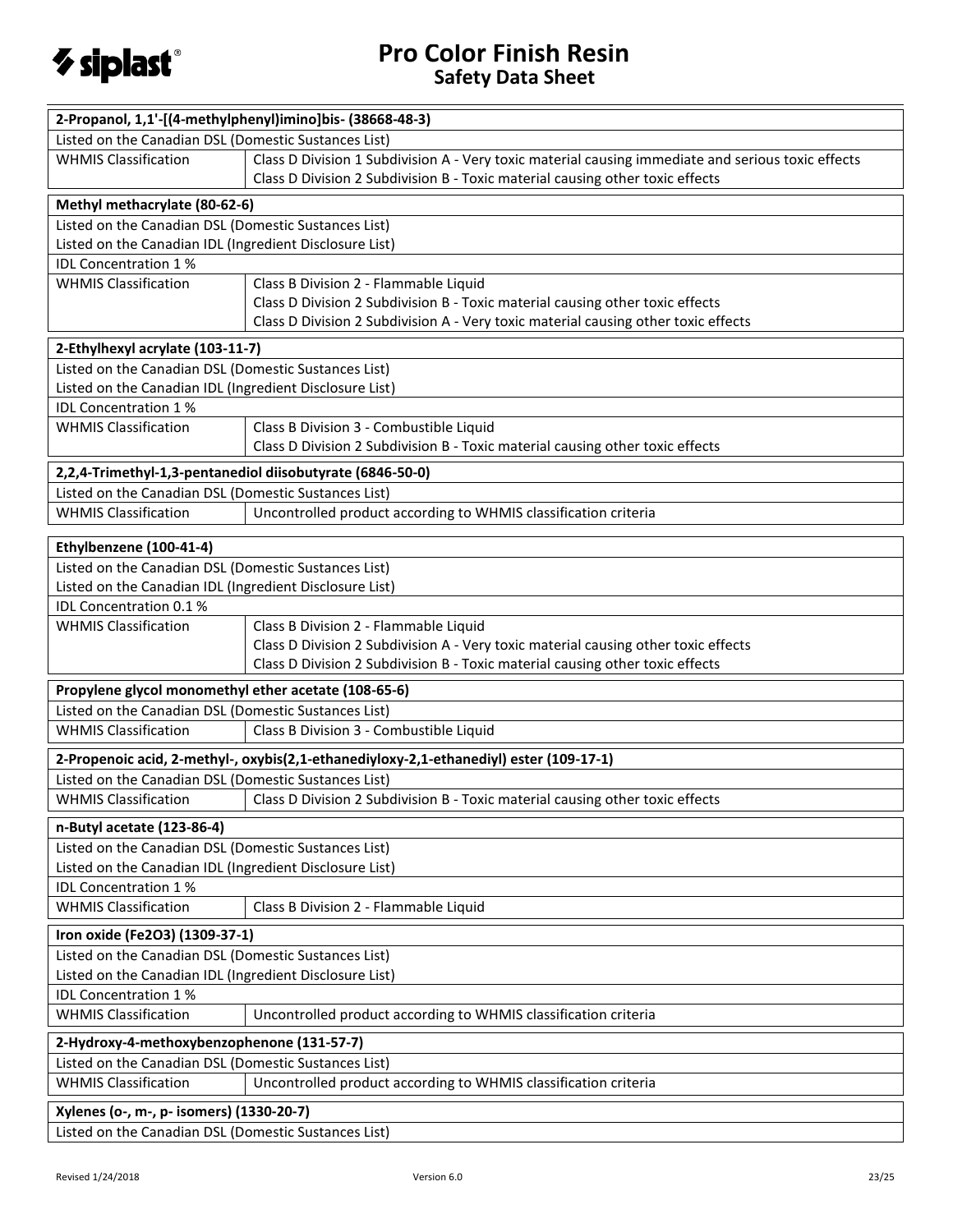| 2-Propanol, 1,1'-[(4-methylphenyl)imino]bis- (38668-48-3) | |
|---|---|
| Listed on the Canadian DSL (Domestic Substances List) | |
| WHMIS Classification | Class D Division 1 Subdivision A - Very toxic material causing immediate and serious toxic effects<br>Class D Division 2 Subdivision B - Toxic material causing other toxic effects |

| Methyl methacrylate (80-62-6) | |
|---|---|
| Listed on the Canadian DSL (Domestic Substances List) | |
| Listed on the Canadian IDL (Ingredient Disclosure List) | |
| IDL Concentration 1 % | |
| WHMIS Classification | Class B Division 2 - Flammable Liquid<br>Class D Division 2 Subdivision B - Toxic material causing other toxic effects<br>Class D Division 2 Subdivision A - Very toxic material causing other toxic effects |

| 2-Ethylhexyl acrylate (103-11-7) | |
|---|---|
| Listed on the Canadian DSL (Domestic Substances List) | |
| Listed on the Canadian IDL (Ingredient Disclosure List) | |
| IDL Concentration 1 % | |
| WHMIS Classification | Class B Division 3 - Combustible Liquid<br>Class D Division 2 Subdivision B - Toxic material causing other toxic effects |

| 2,2,4-Trimethyl-1,3-pentanediol diisobutyrate (6846-50-0) | |
|---|---|
| Listed on the Canadian DSL (Domestic Substances List) | |
| WHMIS Classification | Uncontrolled product according to WHMIS classification criteria |

| Ethylbenzene (100-41-4) | |
|---|---|
| Listed on the Canadian DSL (Domestic Substances List) | |
| Listed on the Canadian IDL (Ingredient Disclosure List) | |
| IDL Concentration 0.1 % | |
| WHMIS Classification | Class B Division 2 - Flammable Liquid<br>Class D Division 2 Subdivision A - Very toxic material causing other toxic effects<br>Class D Division 2 Subdivision B - Toxic material causing other toxic effects |

| Propylene glycol monomethyl ether acetate (108-65-6) | |
|---|---|
| Listed on the Canadian DSL (Domestic Substances List) | |
| WHMIS Classification | Class B Division 3 - Combustible Liquid |

| 2-Propenoic acid, 2-methyl-, oxybis(2,1-ethanediyloxy-2,1-ethanediyl) ester (109-17-1) | |
|---|---|
| Listed on the Canadian DSL (Domestic Substances List) | |
| WHMIS Classification | Class D Division 2 Subdivision B - Toxic material causing other toxic effects |

| n-Butyl acetate (123-86-4) | |
|---|---|
| Listed on the Canadian DSL (Domestic Substances List) | |
| Listed on the Canadian IDL (Ingredient Disclosure List) | |
| IDL Concentration 1 % | |
| WHMIS Classification | Class B Division 2 - Flammable Liquid |

| Iron oxide ($Fe_2O_3$) (1309-37-1) | |
|---|---|
| Listed on the Canadian DSL (Domestic Substances List) | |
| Listed on the Canadian IDL (Ingredient Disclosure List) | |
| IDL Concentration 1 % | |
| WHMIS Classification | Uncontrolled product according to WHMIS classification criteria |

| 2-Hydroxy-4-methoxybenzophenone (131-57-7) | |
|---|---|
| Listed on the Canadian DSL (Domestic Substances List) | |
| WHMIS Classification | Uncontrolled product according to WHMIS classification criteria |

| Xylenes (o-, m-, p- isomers) (1330-20-7) |
|---|
| Listed on the Canadian DSL (Domestic Substances List) |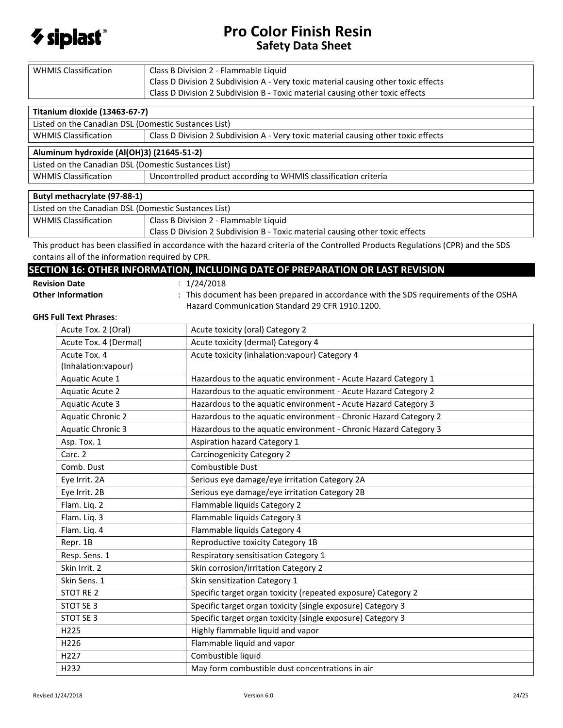| WHMIS Classification | Class B Division 2 - Flammable Liquid<br>Class D Division 2 Subdivision A - Very toxic material causing other toxic effects<br>Class D Division 2 Subdivision B - Toxic material causing other toxic effects |
|---|---|

| **Titanium dioxide (13463-67-7)** | |
|---|---|
| Listed on the Canadian DSL (Domestic Substances List) | |
| WHMIS Classification | Class D Division 2 Subdivision A - Very toxic material causing other toxic effects |

| **Aluminum hydroxide (Al(OH)3) (21645-51-2)** | |
|---|---|
| Listed on the Canadian DSL (Domestic Substances List) | |
| WHMIS Classification | Uncontrolled product according to WHMIS classification criteria |

| **Butyl methacrylate (97-88-1)** | |
|---|---|
| Listed on the Canadian DSL (Domestic Substances List) | |
| WHMIS Classification | Class B Division 2 - Flammable Liquid<br>Class D Division 2 Subdivision B - Toxic material causing other toxic effects |

This product has been classified in accordance with the hazard criteria of the Controlled Products Regulations (CPR) and the SDS contains all of the information required by CPR.

## SECTION 16: OTHER INFORMATION, INCLUDING DATE OF PREPARATION OR LAST REVISION

**Revision Date** : 1/24/2018

**Other Information** : This document has been prepared in accordance with the SDS requirements of the OSHA Hazard Communication Standard 29 CFR 1910.1200.

**GHS Full Text Phrases**:

| | |
|---|---|
| Acute Tox. 2 (Oral) | Acute toxicity (oral) Category 2 |
| Acute Tox. 4 (Dermal) | Acute toxicity (dermal) Category 4 |
| Acute Tox. 4 (Inhalation:vapour) | Acute toxicity (inhalation:vapour) Category 4 |
| Aquatic Acute 1 | Hazardous to the aquatic environment - Acute Hazard Category 1 |
| Aquatic Acute 2 | Hazardous to the aquatic environment - Acute Hazard Category 2 |
| Aquatic Acute 3 | Hazardous to the aquatic environment - Acute Hazard Category 3 |
| Aquatic Chronic 2 | Hazardous to the aquatic environment - Chronic Hazard Category 2 |
| Aquatic Chronic 3 | Hazardous to the aquatic environment - Chronic Hazard Category 3 |
| Asp. Tox. 1 | Aspiration hazard Category 1 |
| Carc. 2 | Carcinogenicity Category 2 |
| Comb. Dust | Combustible Dust |
| Eye Irrit. 2A | Serious eye damage/eye irritation Category 2A |
| Eye Irrit. 2B | Serious eye damage/eye irritation Category 2B |
| Flam. Liq. 2 | Flammable liquids Category 2 |
| Flam. Liq. 3 | Flammable liquids Category 3 |
| Flam. Liq. 4 | Flammable liquids Category 4 |
| Repr. 1B | Reproductive toxicity Category 1B |
| Resp. Sens. 1 | Respiratory sensitisation Category 1 |
| Skin Irrit. 2 | Skin corrosion/irritation Category 2 |
| Skin Sens. 1 | Skin sensitization Category 1 |
| STOT RE 2 | Specific target organ toxicity (repeated exposure) Category 2 |
| STOT SE 3 | Specific target organ toxicity (single exposure) Category 3 |
| STOT SE 3 | Specific target organ toxicity (single exposure) Category 3 |
| H225 | Highly flammable liquid and vapor |
| H226 | Flammable liquid and vapor |
| H227 | Combustible liquid |
| H232 | May form combustible dust concentrations in air |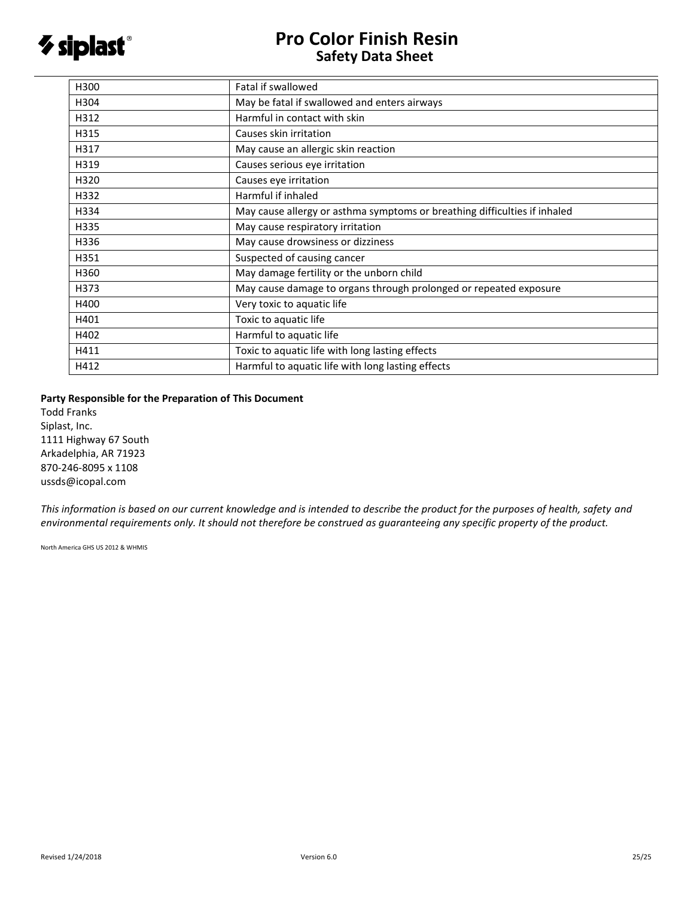| | |
|---|---|
| H300 | Fatal if swallowed |
| H304 | May be fatal if swallowed and enters airways |
| H312 | Harmful in contact with skin |
| H315 | Causes skin irritation |
| H317 | May cause an allergic skin reaction |
| H319 | Causes serious eye irritation |
| H320 | Causes eye irritation |
| H332 | Harmful if inhaled |
| H334 | May cause allergy or asthma symptoms or breathing difficulties if inhaled |
| H335 | May cause respiratory irritation |
| H336 | May cause drowsiness or dizziness |
| H351 | Suspected of causing cancer |
| H360 | May damage fertility or the unborn child |
| H373 | May cause damage to organs through prolonged or repeated exposure |
| H400 | Very toxic to aquatic life |
| H401 | Toxic to aquatic life |
| H402 | Harmful to aquatic life |
| H411 | Toxic to aquatic life with long lasting effects |
| H412 | Harmful to aquatic life with long lasting effects |

**Party Responsible for the Preparation of This Document**

Todd Franks
Siplast, Inc.
1111 Highway 67 South
Arkadelphia, AR 71923
870-246-8095 x 1108
ussds@icopal.com

*This information is based on our current knowledge and is intended to describe the product for the purposes of health, safety and environmental requirements only. It should not therefore be construed as guaranteeing any specific property of the product.*

North America GHS US 2012 & WHMIS